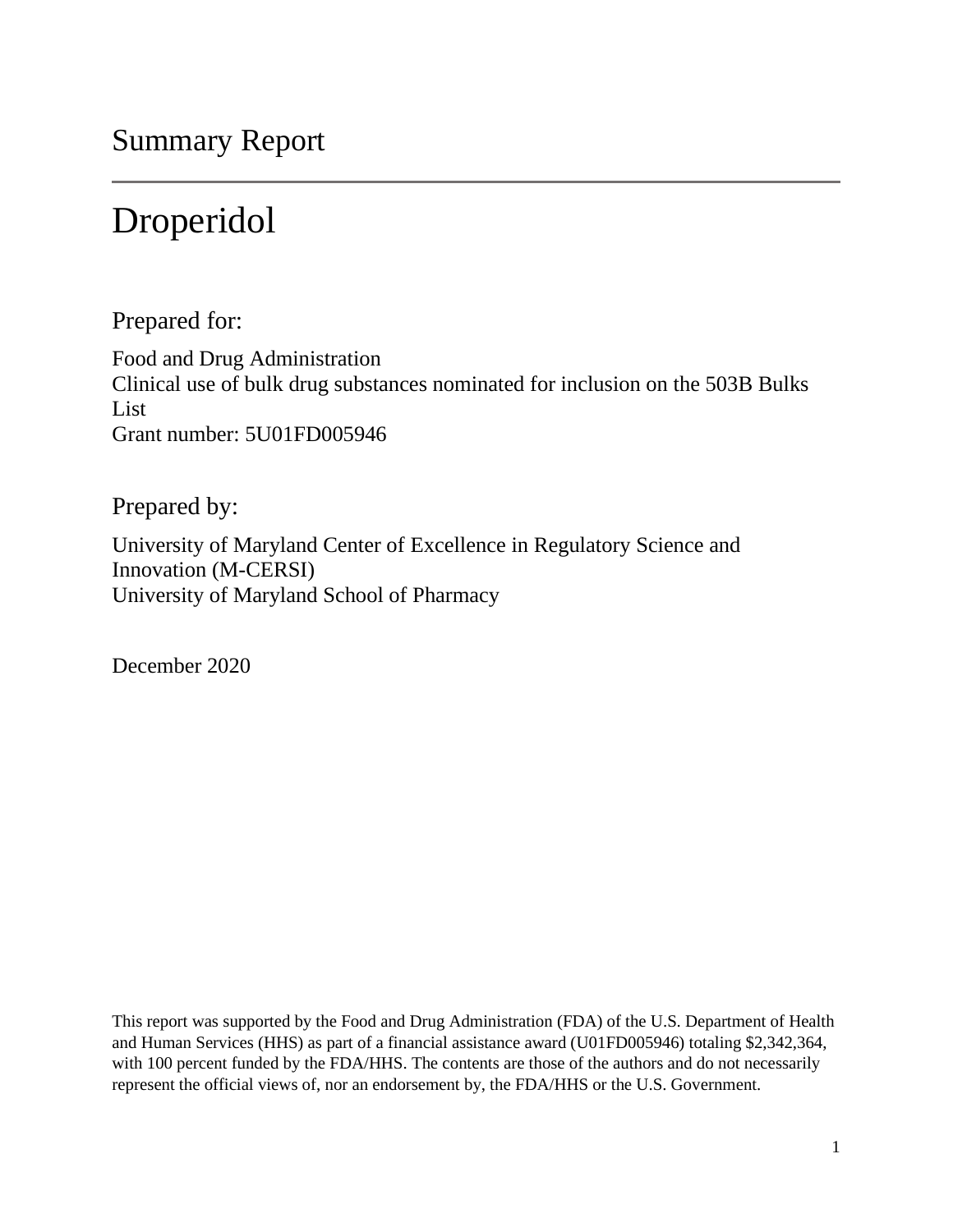Summary Report

---

# Droperidol

## Prepared for:

Food and Drug Administration
Clinical use of bulk drug substances nominated for inclusion on the 503B Bulks List
Grant number: 5U01FD005946

## Prepared by:

University of Maryland Center of Excellence in Regulatory Science and Innovation (M-CERSI)
University of Maryland School of Pharmacy

December 2020

This report was supported by the Food and Drug Administration (FDA) of the U.S. Department of Health and Human Services (HHS) as part of a financial assistance award (U01FD005946) totaling $2,342,364, with 100 percent funded by the FDA/HHS. The contents are those of the authors and do not necessarily represent the official views of, nor an endorsement by, the FDA/HHS or the U.S. Government.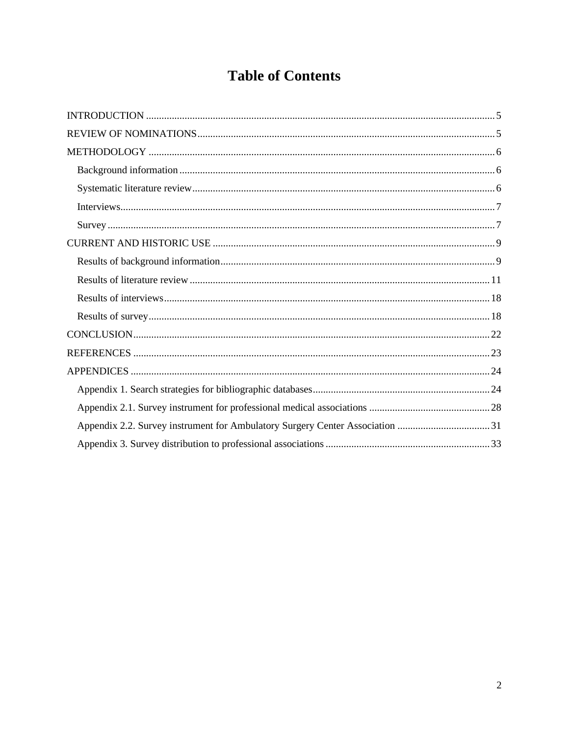# Table of Contents

INTRODUCTION ........ 5

REVIEW OF NOMINATIONS ........ 5

METHODOLOGY ........ 6

- Background information ........ 6
- Systematic literature review ........ 6
- Interviews ........ 7
- Survey ........ 7

CURRENT AND HISTORIC USE ........ 9

- Results of background information ........ 9
- Results of literature review ........ 11
- Results of interviews ........ 18
- Results of survey ........ 18

CONCLUSION ........ 22

REFERENCES ........ 23

APPENDICES ........ 24

- Appendix 1. Search strategies for bibliographic databases ........ 24
- Appendix 2.1. Survey instrument for professional medical associations ........ 28
- Appendix 2.2. Survey instrument for Ambulatory Surgery Center Association ........ 31
- Appendix 3. Survey distribution to professional associations ........ 33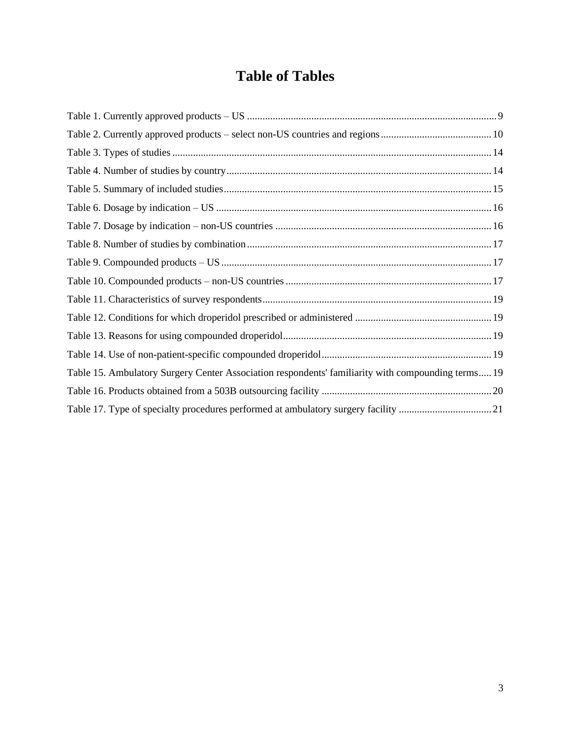# Table of Tables

Table 1. Currently approved products – US ........ 9
Table 2. Currently approved products – select non-US countries and regions ........ 10
Table 3. Types of studies ........ 14
Table 4. Number of studies by country ........ 14
Table 5. Summary of included studies ........ 15
Table 6. Dosage by indication – US ........ 16
Table 7. Dosage by indication – non-US countries ........ 16
Table 8. Number of studies by combination ........ 17
Table 9. Compounded products – US ........ 17
Table 10. Compounded products – non-US countries ........ 17
Table 11. Characteristics of survey respondents ........ 19
Table 12. Conditions for which droperidol prescribed or administered ........ 19
Table 13. Reasons for using compounded droperidol ........ 19
Table 14. Use of non-patient-specific compounded droperidol ........ 19
Table 15. Ambulatory Surgery Center Association respondents' familiarity with compounding terms ........ 19
Table 16. Products obtained from a 503B outsourcing facility ........ 20
Table 17. Type of specialty procedures performed at ambulatory surgery facility ........ 21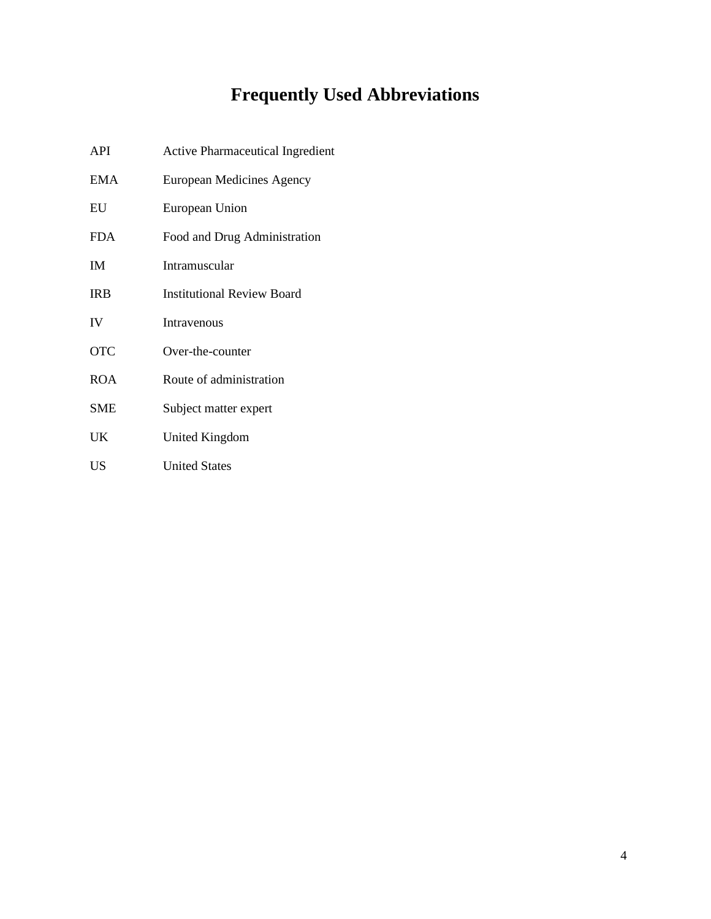# Frequently Used Abbreviations

| | |
|---|---|
| API | Active Pharmaceutical Ingredient |
| EMA | European Medicines Agency |
| EU | European Union |
| FDA | Food and Drug Administration |
| IM | Intramuscular |
| IRB | Institutional Review Board |
| IV | Intravenous |
| OTC | Over-the-counter |
| ROA | Route of administration |
| SME | Subject matter expert |
| UK | United Kingdom |
| US | United States |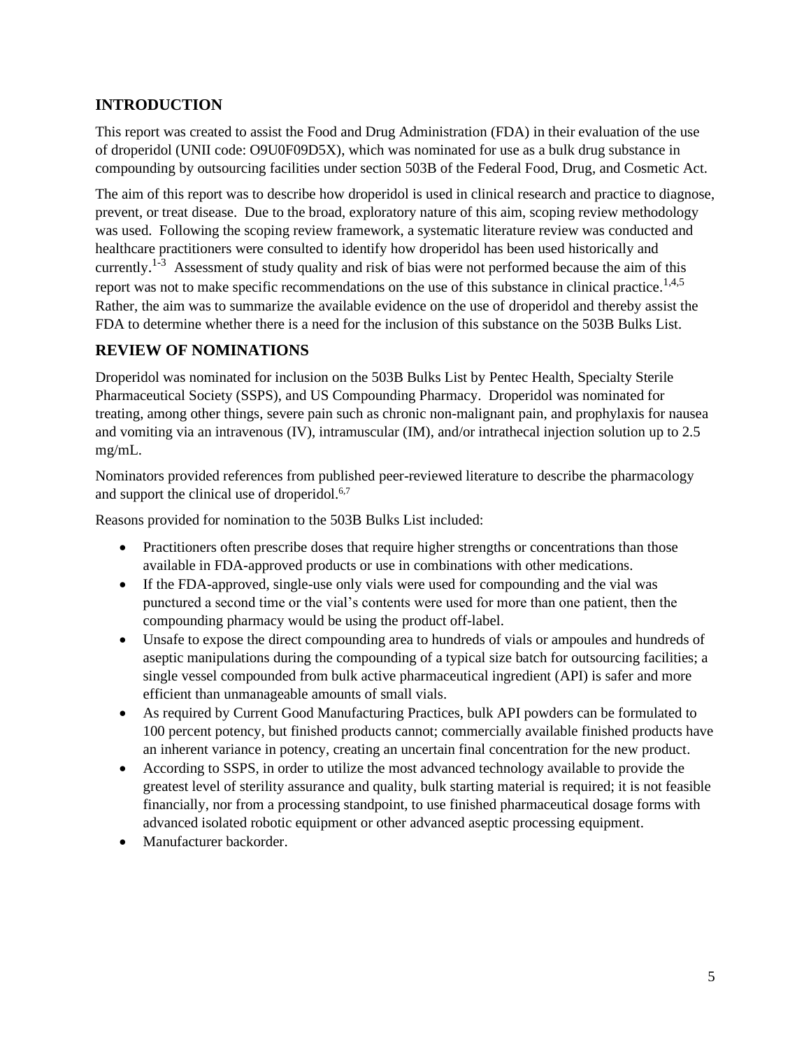## INTRODUCTION

This report was created to assist the Food and Drug Administration (FDA) in their evaluation of the use of droperidol (UNII code: O9U0F09D5X), which was nominated for use as a bulk drug substance in compounding by outsourcing facilities under section 503B of the Federal Food, Drug, and Cosmetic Act.

The aim of this report was to describe how droperidol is used in clinical research and practice to diagnose, prevent, or treat disease. Due to the broad, exploratory nature of this aim, scoping review methodology was used. Following the scoping review framework, a systematic literature review was conducted and healthcare practitioners were consulted to identify how droperidol has been used historically and currently.[1-3] Assessment of study quality and risk of bias were not performed because the aim of this report was not to make specific recommendations on the use of this substance in clinical practice.[1,4,5] Rather, the aim was to summarize the available evidence on the use of droperidol and thereby assist the FDA to determine whether there is a need for the inclusion of this substance on the 503B Bulks List.

## REVIEW OF NOMINATIONS

Droperidol was nominated for inclusion on the 503B Bulks List by Pentec Health, Specialty Sterile Pharmaceutical Society (SSPS), and US Compounding Pharmacy. Droperidol was nominated for treating, among other things, severe pain such as chronic non-malignant pain, and prophylaxis for nausea and vomiting via an intravenous (IV), intramuscular (IM), and/or intrathecal injection solution up to 2.5 mg/mL.

Nominators provided references from published peer-reviewed literature to describe the pharmacology and support the clinical use of droperidol.[6,7]

Reasons provided for nomination to the 503B Bulks List included:

- Practitioners often prescribe doses that require higher strengths or concentrations than those available in FDA-approved products or use in combinations with other medications.
- If the FDA-approved, single-use only vials were used for compounding and the vial was punctured a second time or the vial's contents were used for more than one patient, then the compounding pharmacy would be using the product off-label.
- Unsafe to expose the direct compounding area to hundreds of vials or ampoules and hundreds of aseptic manipulations during the compounding of a typical size batch for outsourcing facilities; a single vessel compounded from bulk active pharmaceutical ingredient (API) is safer and more efficient than unmanageable amounts of small vials.
- As required by Current Good Manufacturing Practices, bulk API powders can be formulated to 100 percent potency, but finished products cannot; commercially available finished products have an inherent variance in potency, creating an uncertain final concentration for the new product.
- According to SSPS, in order to utilize the most advanced technology available to provide the greatest level of sterility assurance and quality, bulk starting material is required; it is not feasible financially, nor from a processing standpoint, to use finished pharmaceutical dosage forms with advanced isolated robotic equipment or other advanced aseptic processing equipment.
- Manufacturer backorder.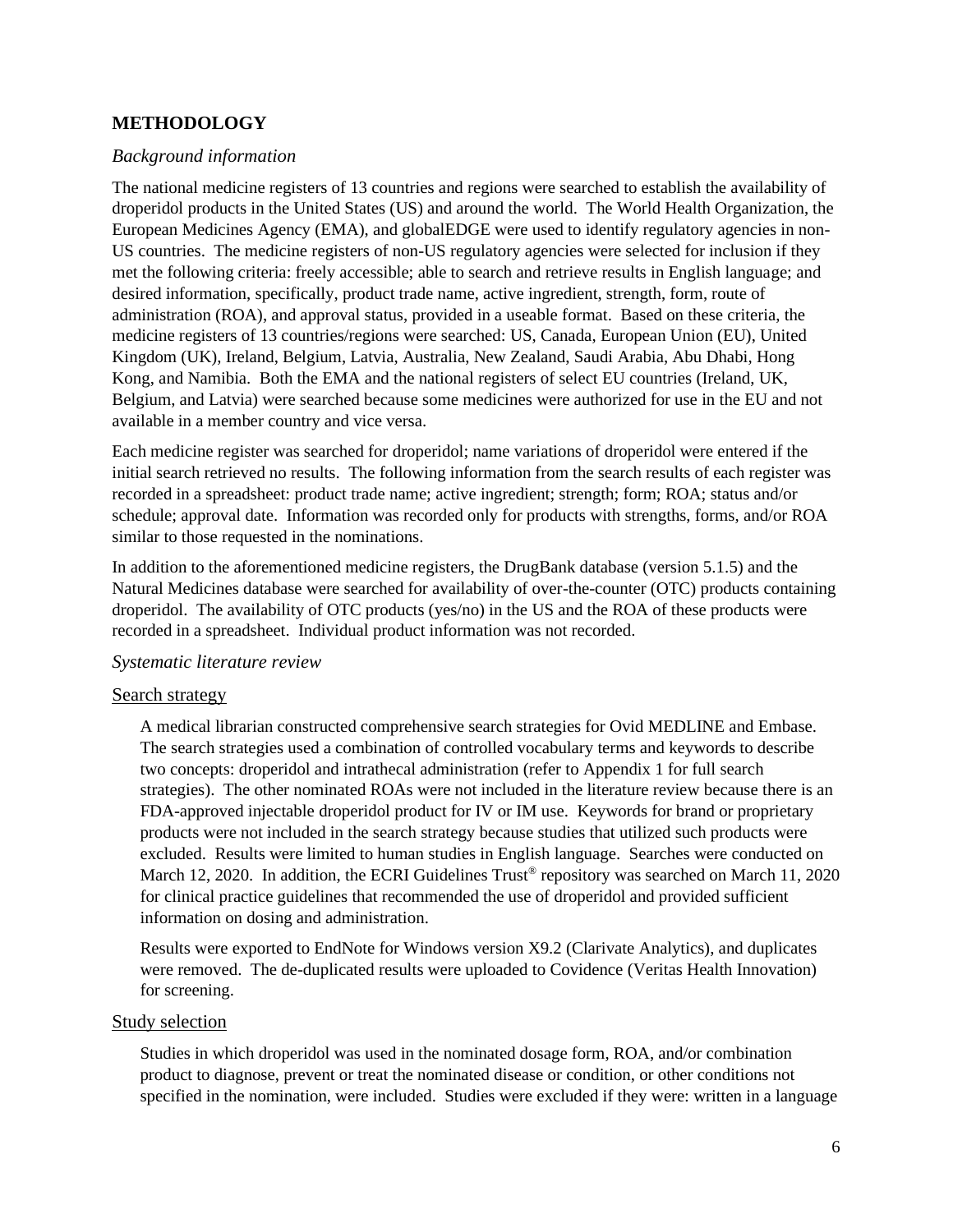## METHODOLOGY

### *Background information*

The national medicine registers of 13 countries and regions were searched to establish the availability of droperidol products in the United States (US) and around the world. The World Health Organization, the European Medicines Agency (EMA), and globalEDGE were used to identify regulatory agencies in non-US countries. The medicine registers of non-US regulatory agencies were selected for inclusion if they met the following criteria: freely accessible; able to search and retrieve results in English language; and desired information, specifically, product trade name, active ingredient, strength, form, route of administration (ROA), and approval status, provided in a useable format. Based on these criteria, the medicine registers of 13 countries/regions were searched: US, Canada, European Union (EU), United Kingdom (UK), Ireland, Belgium, Latvia, Australia, New Zealand, Saudi Arabia, Abu Dhabi, Hong Kong, and Namibia. Both the EMA and the national registers of select EU countries (Ireland, UK, Belgium, and Latvia) were searched because some medicines were authorized for use in the EU and not available in a member country and vice versa.

Each medicine register was searched for droperidol; name variations of droperidol were entered if the initial search retrieved no results. The following information from the search results of each register was recorded in a spreadsheet: product trade name; active ingredient; strength; form; ROA; status and/or schedule; approval date. Information was recorded only for products with strengths, forms, and/or ROA similar to those requested in the nominations.

In addition to the aforementioned medicine registers, the DrugBank database (version 5.1.5) and the Natural Medicines database were searched for availability of over-the-counter (OTC) products containing droperidol. The availability of OTC products (yes/no) in the US and the ROA of these products were recorded in a spreadsheet. Individual product information was not recorded.

### *Systematic literature review*

#### Search strategy

A medical librarian constructed comprehensive search strategies for Ovid MEDLINE and Embase. The search strategies used a combination of controlled vocabulary terms and keywords to describe two concepts: droperidol and intrathecal administration (refer to Appendix 1 for full search strategies). The other nominated ROAs were not included in the literature review because there is an FDA-approved injectable droperidol product for IV or IM use. Keywords for brand or proprietary products were not included in the search strategy because studies that utilized such products were excluded. Results were limited to human studies in English language. Searches were conducted on March 12, 2020. In addition, the ECRI Guidelines Trust® repository was searched on March 11, 2020 for clinical practice guidelines that recommended the use of droperidol and provided sufficient information on dosing and administration.

Results were exported to EndNote for Windows version X9.2 (Clarivate Analytics), and duplicates were removed. The de-duplicated results were uploaded to Covidence (Veritas Health Innovation) for screening.

#### Study selection

Studies in which droperidol was used in the nominated dosage form, ROA, and/or combination product to diagnose, prevent or treat the nominated disease or condition, or other conditions not specified in the nomination, were included. Studies were excluded if they were: written in a language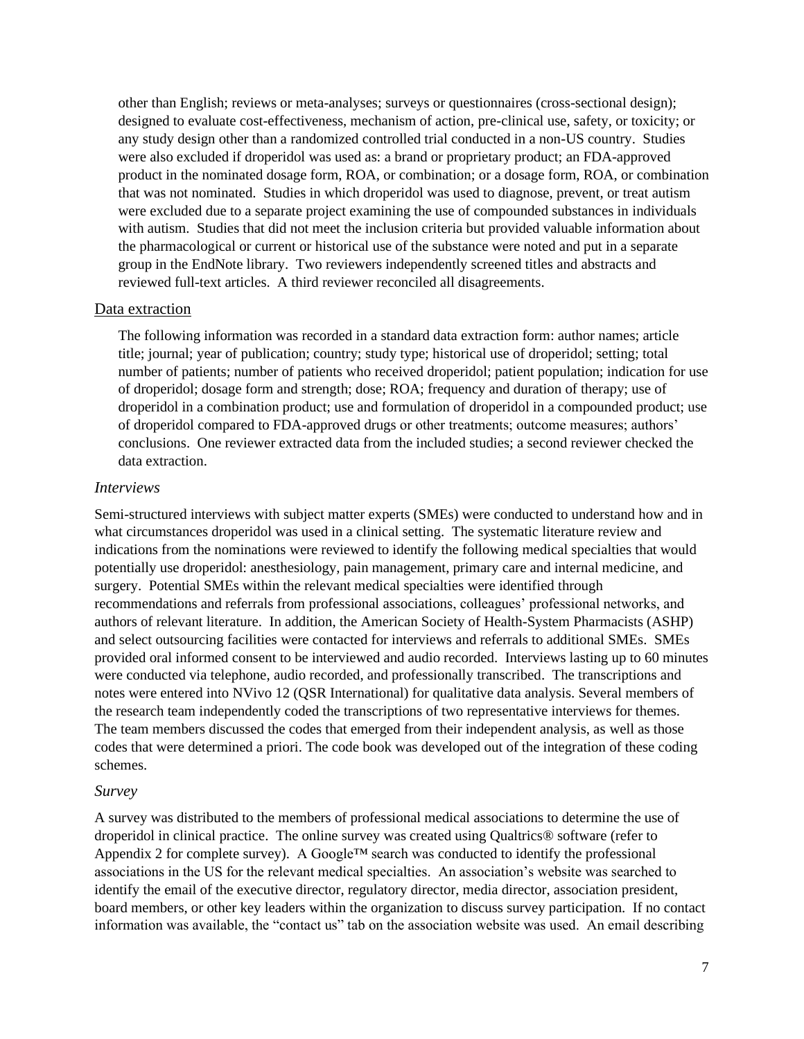other than English; reviews or meta-analyses; surveys or questionnaires (cross-sectional design); designed to evaluate cost-effectiveness, mechanism of action, pre-clinical use, safety, or toxicity; or any study design other than a randomized controlled trial conducted in a non-US country. Studies were also excluded if droperidol was used as: a brand or proprietary product; an FDA-approved product in the nominated dosage form, ROA, or combination; or a dosage form, ROA, or combination that was not nominated. Studies in which droperidol was used to diagnose, prevent, or treat autism were excluded due to a separate project examining the use of compounded substances in individuals with autism. Studies that did not meet the inclusion criteria but provided valuable information about the pharmacological or current or historical use of the substance were noted and put in a separate group in the EndNote library. Two reviewers independently screened titles and abstracts and reviewed full-text articles. A third reviewer reconciled all disagreements.

#### Data extraction

The following information was recorded in a standard data extraction form: author names; article title; journal; year of publication; country; study type; historical use of droperidol; setting; total number of patients; number of patients who received droperidol; patient population; indication for use of droperidol; dosage form and strength; dose; ROA; frequency and duration of therapy; use of droperidol in a combination product; use and formulation of droperidol in a compounded product; use of droperidol compared to FDA-approved drugs or other treatments; outcome measures; authors' conclusions. One reviewer extracted data from the included studies; a second reviewer checked the data extraction.

### *Interviews*

Semi-structured interviews with subject matter experts (SMEs) were conducted to understand how and in what circumstances droperidol was used in a clinical setting. The systematic literature review and indications from the nominations were reviewed to identify the following medical specialties that would potentially use droperidol: anesthesiology, pain management, primary care and internal medicine, and surgery. Potential SMEs within the relevant medical specialties were identified through recommendations and referrals from professional associations, colleagues' professional networks, and authors of relevant literature. In addition, the American Society of Health-System Pharmacists (ASHP) and select outsourcing facilities were contacted for interviews and referrals to additional SMEs. SMEs provided oral informed consent to be interviewed and audio recorded. Interviews lasting up to 60 minutes were conducted via telephone, audio recorded, and professionally transcribed. The transcriptions and notes were entered into NVivo 12 (QSR International) for qualitative data analysis. Several members of the research team independently coded the transcriptions of two representative interviews for themes. The team members discussed the codes that emerged from their independent analysis, as well as those codes that were determined a priori. The code book was developed out of the integration of these coding schemes.

### *Survey*

A survey was distributed to the members of professional medical associations to determine the use of droperidol in clinical practice. The online survey was created using Qualtrics® software (refer to Appendix 2 for complete survey). A Google™ search was conducted to identify the professional associations in the US for the relevant medical specialties. An association's website was searched to identify the email of the executive director, regulatory director, media director, association president, board members, or other key leaders within the organization to discuss survey participation. If no contact information was available, the "contact us" tab on the association website was used. An email describing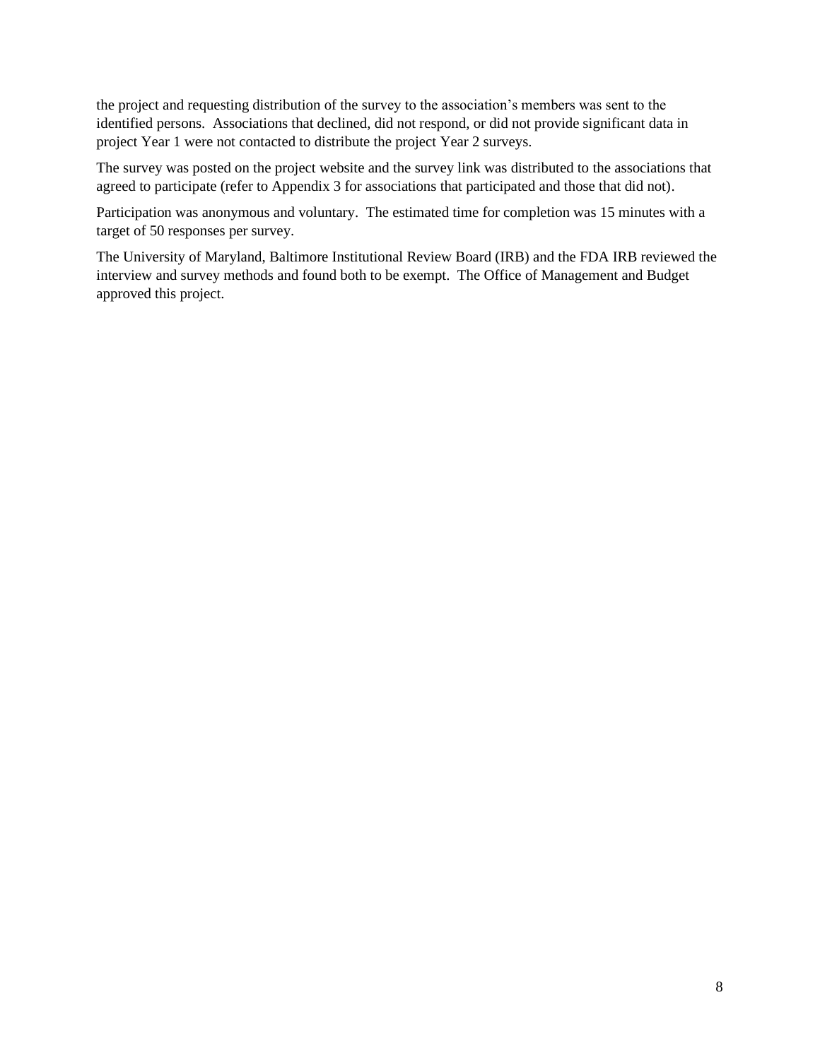the project and requesting distribution of the survey to the association's members was sent to the identified persons. Associations that declined, did not respond, or did not provide significant data in project Year 1 were not contacted to distribute the project Year 2 surveys.

The survey was posted on the project website and the survey link was distributed to the associations that agreed to participate (refer to Appendix 3 for associations that participated and those that did not).

Participation was anonymous and voluntary. The estimated time for completion was 15 minutes with a target of 50 responses per survey.

The University of Maryland, Baltimore Institutional Review Board (IRB) and the FDA IRB reviewed the interview and survey methods and found both to be exempt. The Office of Management and Budget approved this project.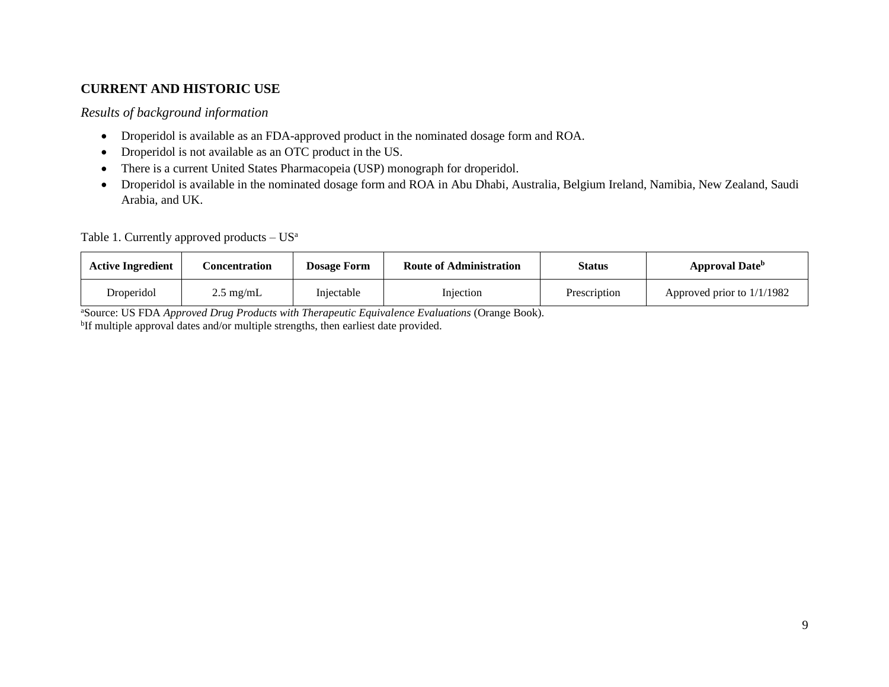## CURRENT AND HISTORIC USE

*Results of background information*

- Droperidol is available as an FDA-approved product in the nominated dosage form and ROA.
- Droperidol is not available as an OTC product in the US.
- There is a current United States Pharmacopeia (USP) monograph for droperidol.
- Droperidol is available in the nominated dosage form and ROA in Abu Dhabi, Australia, Belgium Ireland, Namibia, New Zealand, Saudi Arabia, and UK.

Table 1. Currently approved products – US[a]

| Active Ingredient | Concentration | Dosage Form | Route of Administration | Status | Approval Date[b] |
|---|---|---|---|---|---|
| Droperidol | 2.5 mg/mL | Injectable | Injection | Prescription | Approved prior to 1/1/1982 |

[a]Source: US FDA *Approved Drug Products with Therapeutic Equivalence Evaluations* (Orange Book).
[b]If multiple approval dates and/or multiple strengths, then earliest date provided.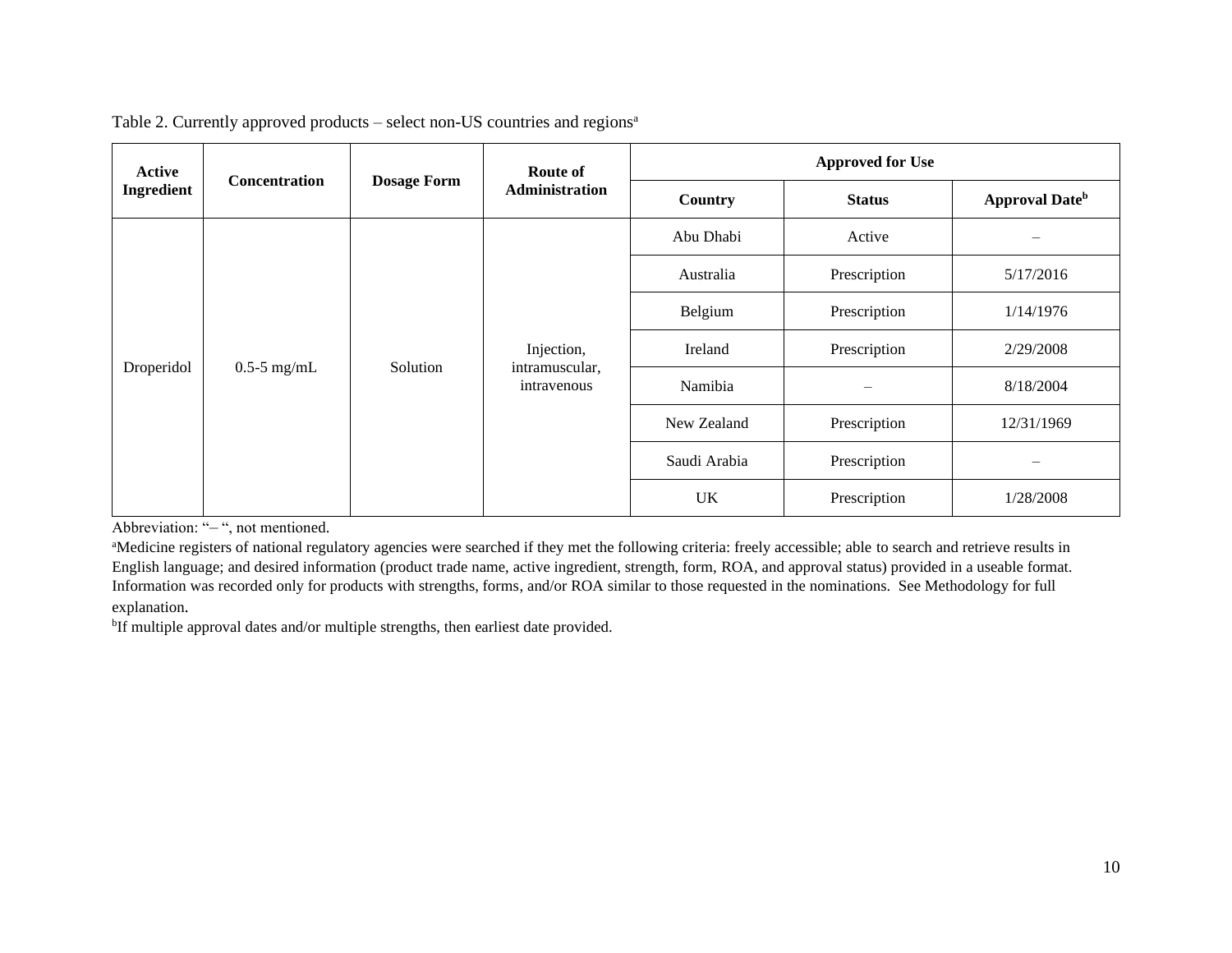Table 2. Currently approved products – select non-US countries and regions[a]

| Active Ingredient | Concentration | Dosage Form | Route of Administration | Approved for Use | | |
|---|---|---|---|---|---|---|
| | | | | Country | Status | Approval Date[b] |
| Droperidol | 0.5-5 mg/mL | Solution | Injection, intramuscular, intravenous | Abu Dhabi | Active | – |
| | | | | Australia | Prescription | 5/17/2016 |
| | | | | Belgium | Prescription | 1/14/1976 |
| | | | | Ireland | Prescription | 2/29/2008 |
| | | | | Namibia | – | 8/18/2004 |
| | | | | New Zealand | Prescription | 12/31/1969 |
| | | | | Saudi Arabia | Prescription | – |
| | | | | UK | Prescription | 1/28/2008 |

Abbreviation: "– ", not mentioned.

[a]Medicine registers of national regulatory agencies were searched if they met the following criteria: freely accessible; able to search and retrieve results in English language; and desired information (product trade name, active ingredient, strength, form, ROA, and approval status) provided in a useable format. Information was recorded only for products with strengths, forms, and/or ROA similar to those requested in the nominations. See Methodology for full explanation.

[b]If multiple approval dates and/or multiple strengths, then earliest date provided.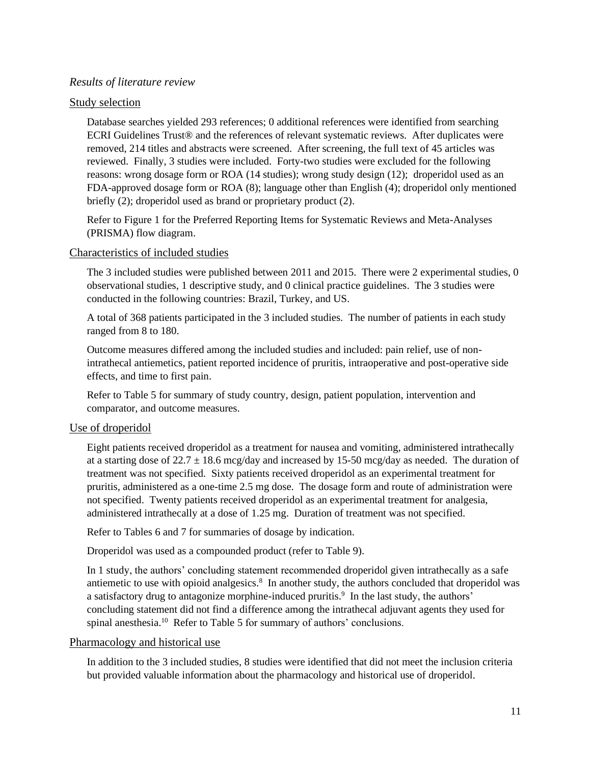*Results of literature review*

## Study selection

Database searches yielded 293 references; 0 additional references were identified from searching ECRI Guidelines Trust® and the references of relevant systematic reviews. After duplicates were removed, 214 titles and abstracts were screened. After screening, the full text of 45 articles was reviewed. Finally, 3 studies were included. Forty-two studies were excluded for the following reasons: wrong dosage form or ROA (14 studies); wrong study design (12); droperidol used as an FDA-approved dosage form or ROA (8); language other than English (4); droperidol only mentioned briefly (2); droperidol used as brand or proprietary product (2).

Refer to Figure 1 for the Preferred Reporting Items for Systematic Reviews and Meta-Analyses (PRISMA) flow diagram.

## Characteristics of included studies

The 3 included studies were published between 2011 and 2015. There were 2 experimental studies, 0 observational studies, 1 descriptive study, and 0 clinical practice guidelines. The 3 studies were conducted in the following countries: Brazil, Turkey, and US.

A total of 368 patients participated in the 3 included studies. The number of patients in each study ranged from 8 to 180.

Outcome measures differed among the included studies and included: pain relief, use of non-intrathecal antiemetics, patient reported incidence of pruritis, intraoperative and post-operative side effects, and time to first pain.

Refer to Table 5 for summary of study country, design, patient population, intervention and comparator, and outcome measures.

## Use of droperidol

Eight patients received droperidol as a treatment for nausea and vomiting, administered intrathecally at a starting dose of $22.7 \pm 18.6$ mcg/day and increased by 15-50 mcg/day as needed. The duration of treatment was not specified. Sixty patients received droperidol as an experimental treatment for pruritis, administered as a one-time 2.5 mg dose. The dosage form and route of administration were not specified. Twenty patients received droperidol as an experimental treatment for analgesia, administered intrathecally at a dose of 1.25 mg. Duration of treatment was not specified.

Refer to Tables 6 and 7 for summaries of dosage by indication.

Droperidol was used as a compounded product (refer to Table 9).

In 1 study, the authors' concluding statement recommended droperidol given intrathecally as a safe antiemetic to use with opioid analgesics.[8] In another study, the authors concluded that droperidol was a satisfactory drug to antagonize morphine-induced pruritis.[9] In the last study, the authors' concluding statement did not find a difference among the intrathecal adjuvant agents they used for spinal anesthesia.[10] Refer to Table 5 for summary of authors' conclusions.

## Pharmacology and historical use

In addition to the 3 included studies, 8 studies were identified that did not meet the inclusion criteria but provided valuable information about the pharmacology and historical use of droperidol.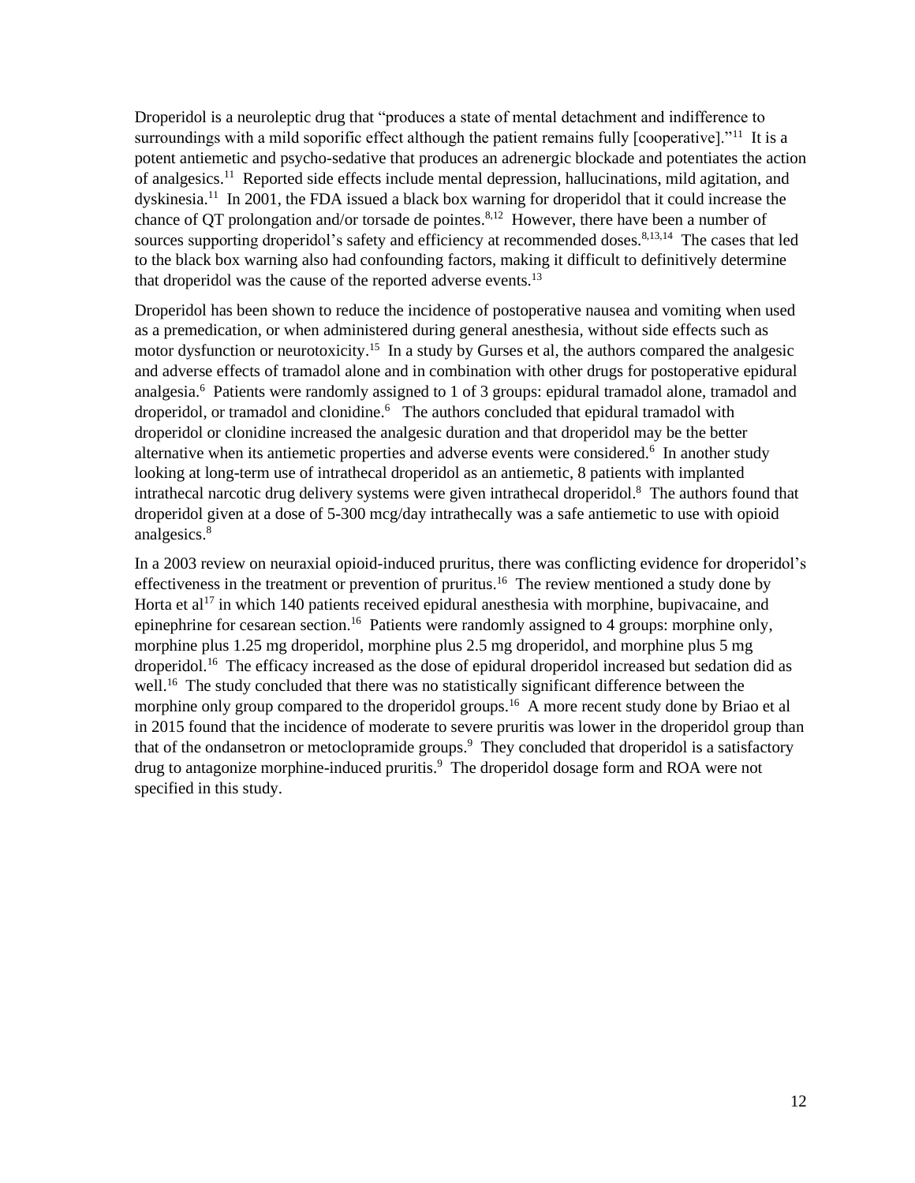Droperidol is a neuroleptic drug that "produces a state of mental detachment and indifference to surroundings with a mild soporific effect although the patient remains fully [cooperative]."[11] It is a potent antiemetic and psycho-sedative that produces an adrenergic blockade and potentiates the action of analgesics.[11] Reported side effects include mental depression, hallucinations, mild agitation, and dyskinesia.[11] In 2001, the FDA issued a black box warning for droperidol that it could increase the chance of QT prolongation and/or torsade de pointes.[8,12] However, there have been a number of sources supporting droperidol's safety and efficiency at recommended doses.[8,13,14] The cases that led to the black box warning also had confounding factors, making it difficult to definitively determine that droperidol was the cause of the reported adverse events.[13]

Droperidol has been shown to reduce the incidence of postoperative nausea and vomiting when used as a premedication, or when administered during general anesthesia, without side effects such as motor dysfunction or neurotoxicity.[15] In a study by Gurses et al, the authors compared the analgesic and adverse effects of tramadol alone and in combination with other drugs for postoperative epidural analgesia.[6] Patients were randomly assigned to 1 of 3 groups: epidural tramadol alone, tramadol and droperidol, or tramadol and clonidine.[6] The authors concluded that epidural tramadol with droperidol or clonidine increased the analgesic duration and that droperidol may be the better alternative when its antiemetic properties and adverse events were considered.[6] In another study looking at long-term use of intrathecal droperidol as an antiemetic, 8 patients with implanted intrathecal narcotic drug delivery systems were given intrathecal droperidol.[8] The authors found that droperidol given at a dose of 5-300 mcg/day intrathecally was a safe antiemetic to use with opioid analgesics.[8]

In a 2003 review on neuraxial opioid-induced pruritus, there was conflicting evidence for droperidol's effectiveness in the treatment or prevention of pruritus.[16] The review mentioned a study done by Horta et al[17] in which 140 patients received epidural anesthesia with morphine, bupivacaine, and epinephrine for cesarean section.[16] Patients were randomly assigned to 4 groups: morphine only, morphine plus 1.25 mg droperidol, morphine plus 2.5 mg droperidol, and morphine plus 5 mg droperidol.[16] The efficacy increased as the dose of epidural droperidol increased but sedation did as well.[16] The study concluded that there was no statistically significant difference between the morphine only group compared to the droperidol groups.[16] A more recent study done by Briao et al in 2015 found that the incidence of moderate to severe pruritis was lower in the droperidol group than that of the ondansetron or metoclopramide groups.[9] They concluded that droperidol is a satisfactory drug to antagonize morphine-induced pruritis.[9] The droperidol dosage form and ROA were not specified in this study.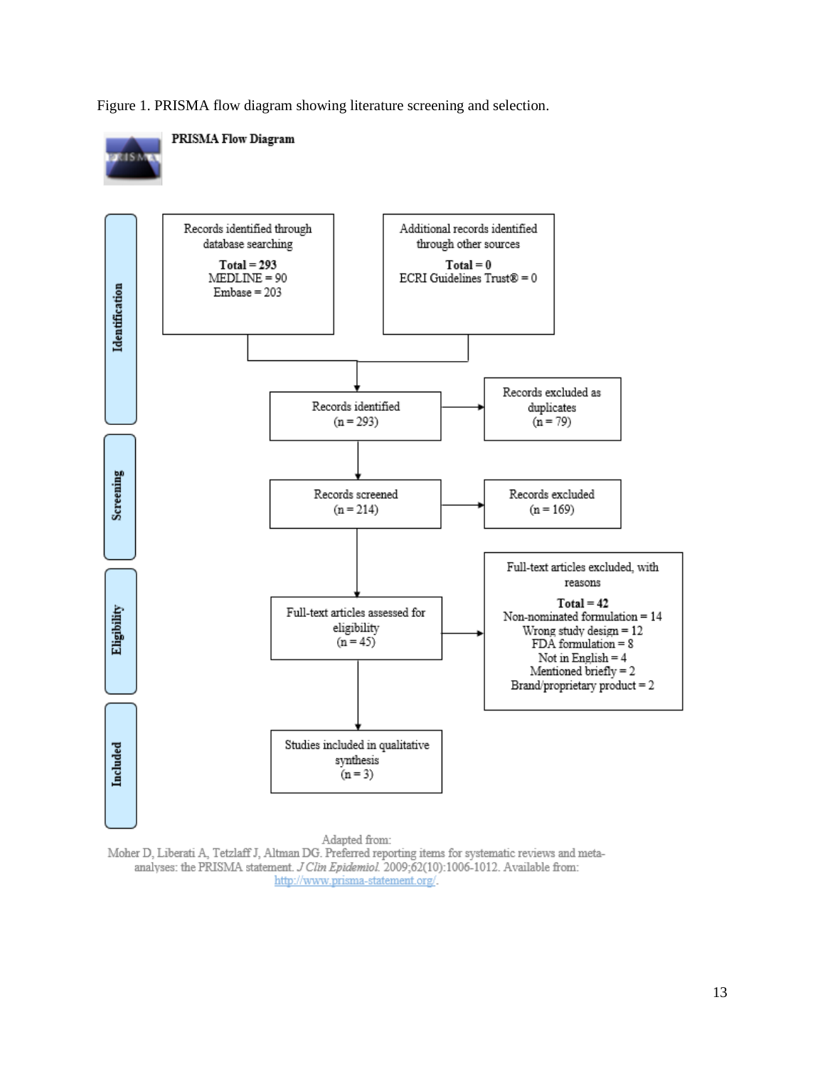Figure 1. PRISMA flow diagram showing literature screening and selection.

**PRISMA Flow Diagram**

**Identification**

Records identified through database searching
**Total = 293**
MEDLINE = 90
Embase = 203

Additional records identified through other sources
**Total = 0**
ECRI Guidelines Trust® = 0

Records identified
(n = 293)

Records excluded as duplicates
(n = 79)

**Screening**

Records screened
(n = 214)

Records excluded
(n = 169)

**Eligibility**

Full-text articles assessed for eligibility
(n = 45)

Full-text articles excluded, with reasons
**Total = 42**
Non-nominated formulation = 14
Wrong study design = 12
FDA formulation = 8
Not in English = 4
Mentioned briefly = 2
Brand/proprietary product = 2

**Included**

Studies included in qualitative synthesis
(n = 3)

Adapted from:
Moher D, Liberati A, Tetzlaff J, Altman DG. Preferred reporting items for systematic reviews and meta-analyses: the PRISMA statement. *J Clin Epidemiol.* 2009;62(10):1006-1012. Available from: http://www.prisma-statement.org/.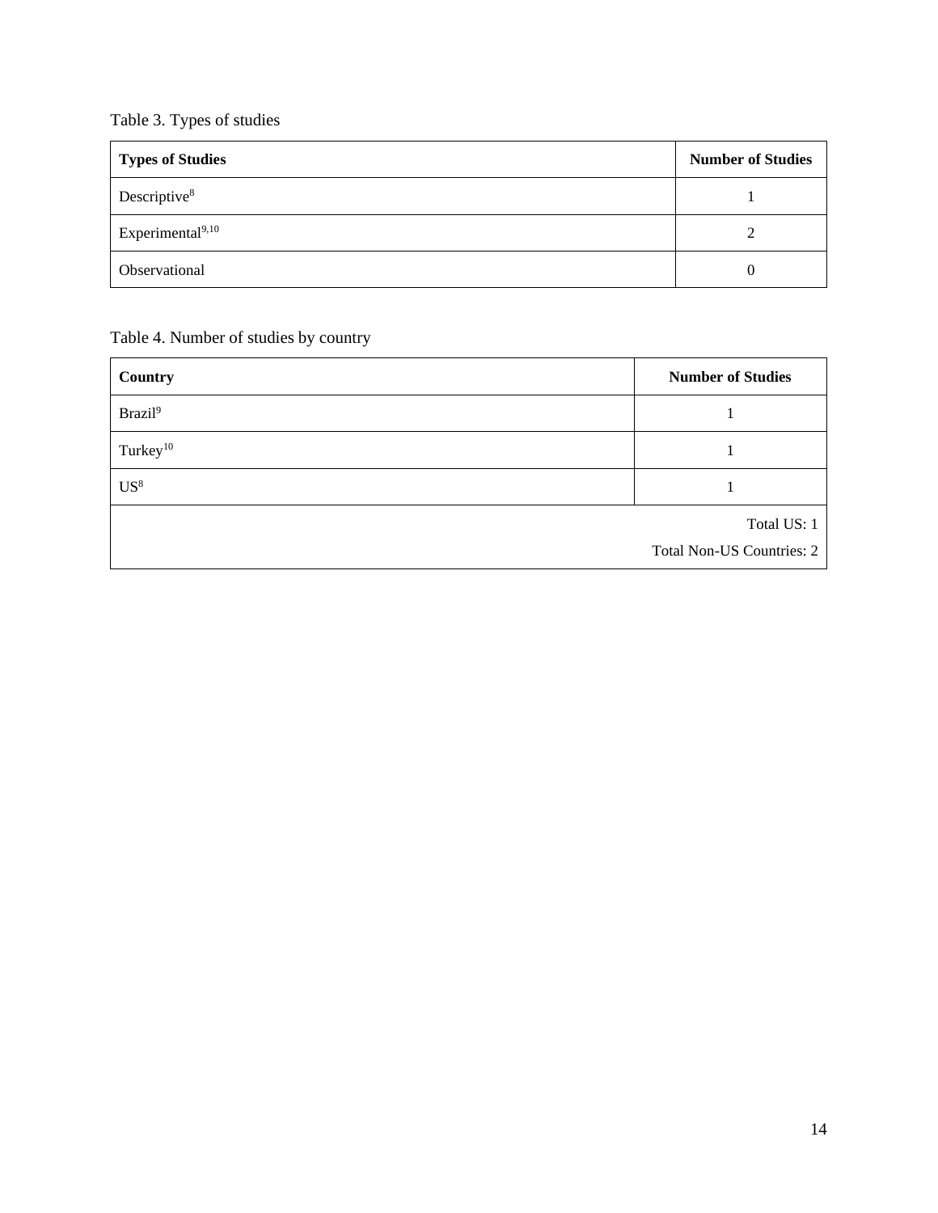Table 3. Types of studies

| Types of Studies | Number of Studies |
| --- | --- |
| Descriptive[8] | 1 |
| Experimental[9,10] | 2 |
| Observational | 0 |

Table 4. Number of studies by country

| Country | Number of Studies |
| --- | --- |
| Brazil[9] | 1 |
| Turkey[10] | 1 |
| US[8] | 1 |
| | Total US: 1<br>Total Non-US Countries: 2 |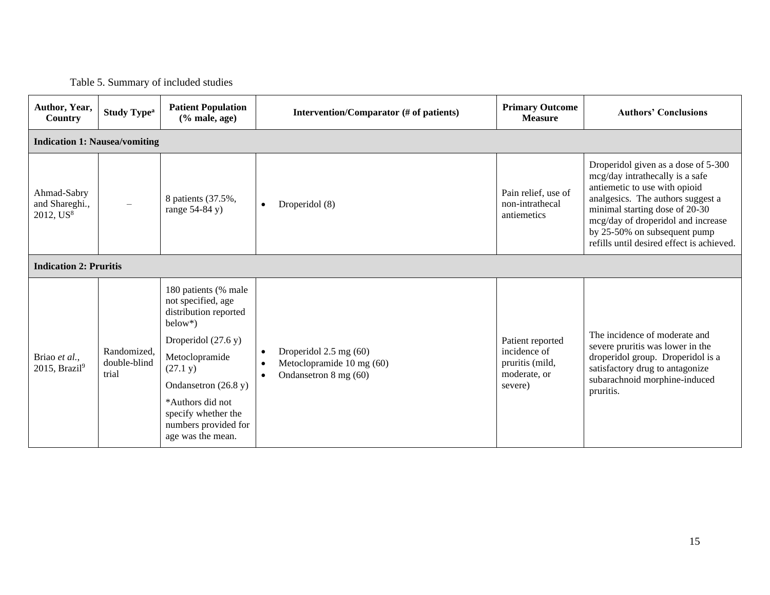Table 5. Summary of included studies

| Author, Year, Country | Study Type[a] | Patient Population (% male, age) | Intervention/Comparator (# of patients) | Primary Outcome Measure | Authors' Conclusions |
|---|---|---|---|---|---|
| **Indication 1: Nausea/vomiting** | | | | | |
| Ahmad-Sabry and Shareghi., 2012, US[8] | – | 8 patients (37.5%, range 54-84 y) | • Droperidol (8) | Pain relief, use of non-intrathecal antiemetics | Droperidol given as a dose of 5-300 mcg/day intrathecally is a safe antiemetic to use with opioid analgesics. The authors suggest a minimal starting dose of 20-30 mcg/day of droperidol and increase by 25-50% on subsequent pump refills until desired effect is achieved. |
| **Indication 2: Pruritis** | | | | | |
| Briao *et al.*, 2015, Brazil[9] | Randomized, double-blind trial | 180 patients (% male not specified, age distribution reported below*)<br>Droperidol (27.6 y)<br>Metoclopramide (27.1 y)<br>Ondansetron (26.8 y)<br>*Authors did not specify whether the numbers provided for age was the mean. | • Droperidol 2.5 mg (60)<br>• Metoclopramide 10 mg (60)<br>• Ondansetron 8 mg (60) | Patient reported incidence of pruritis (mild, moderate, or severe) | The incidence of moderate and severe pruritis was lower in the droperidol group. Droperidol is a satisfactory drug to antagonize subarachnoid morphine-induced pruritis. |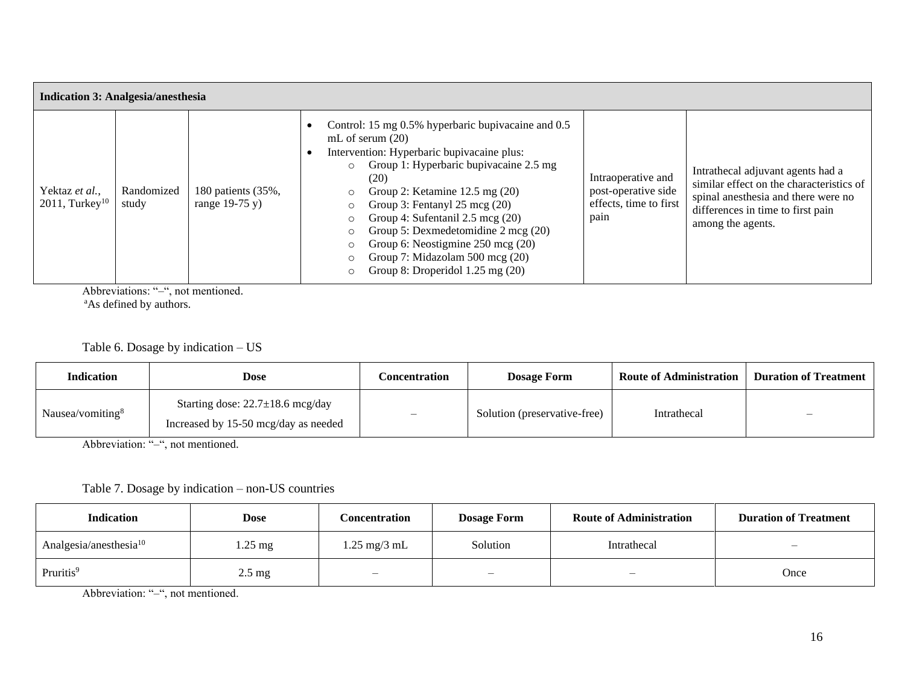| Indication 3: Analgesia/anesthesia | | | | | |
|---|---|---|---|---|---|
| Yektaz *et al.*, 2011, Turkey[10] | Randomized study | 180 patients (35%, range 19-75 y) | • Control: 15 mg 0.5% hyperbaric bupivacaine and 0.5 mL of serum (20)<br>• Intervention: Hyperbaric bupivacaine plus:<br>○ Group 1: Hyperbaric bupivacaine 2.5 mg (20)<br>○ Group 2: Ketamine 12.5 mg (20)<br>○ Group 3: Fentanyl 25 mcg (20)<br>○ Group 4: Sufentanil 2.5 mcg (20)<br>○ Group 5: Dexmedetomidine 2 mcg (20)<br>○ Group 6: Neostigmine 250 mcg (20)<br>○ Group 7: Midazolam 500 mcg (20)<br>○ Group 8: Droperidol 1.25 mg (20) | Intraoperative and post-operative side effects, time to first pain | Intrathecal adjuvant agents had a similar effect on the characteristics of spinal anesthesia and there were no differences in time to first pain among the agents. |

Abbreviations: "–", not mentioned.
[a]As defined by authors.

Table 6. Dosage by indication – US

| Indication | Dose | Concentration | Dosage Form | Route of Administration | Duration of Treatment |
|---|---|---|---|---|---|
| Nausea/vomiting[8] | Starting dose: 22.7±18.6 mcg/day<br>Increased by 15-50 mcg/day as needed | – | Solution (preservative-free) | Intrathecal | – |

Abbreviation: "–", not mentioned.

Table 7. Dosage by indication – non-US countries

| Indication | Dose | Concentration | Dosage Form | Route of Administration | Duration of Treatment |
|---|---|---|---|---|---|
| Analgesia/anesthesia[10] | 1.25 mg | 1.25 mg/3 mL | Solution | Intrathecal | – |
| Pruritis[9] | 2.5 mg | – | – | – | Once |

Abbreviation: "–", not mentioned.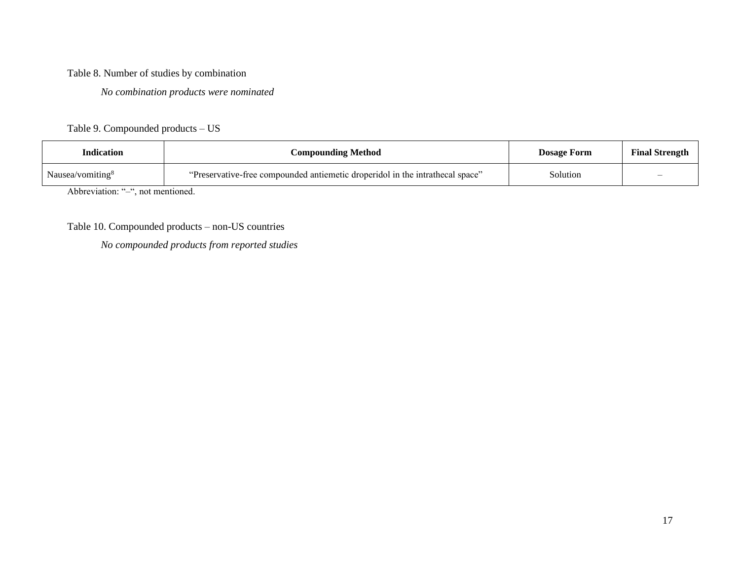Table 8. Number of studies by combination

*No combination products were nominated*

Table 9. Compounded products – US

| Indication | Compounding Method | Dosage Form | Final Strength |
| --- | --- | --- | --- |
| Nausea/vomiting[8] | "Preservative-free compounded antiemetic droperidol in the intrathecal space" | Solution | – |

Abbreviation: "–", not mentioned.

Table 10. Compounded products – non-US countries

*No compounded products from reported studies*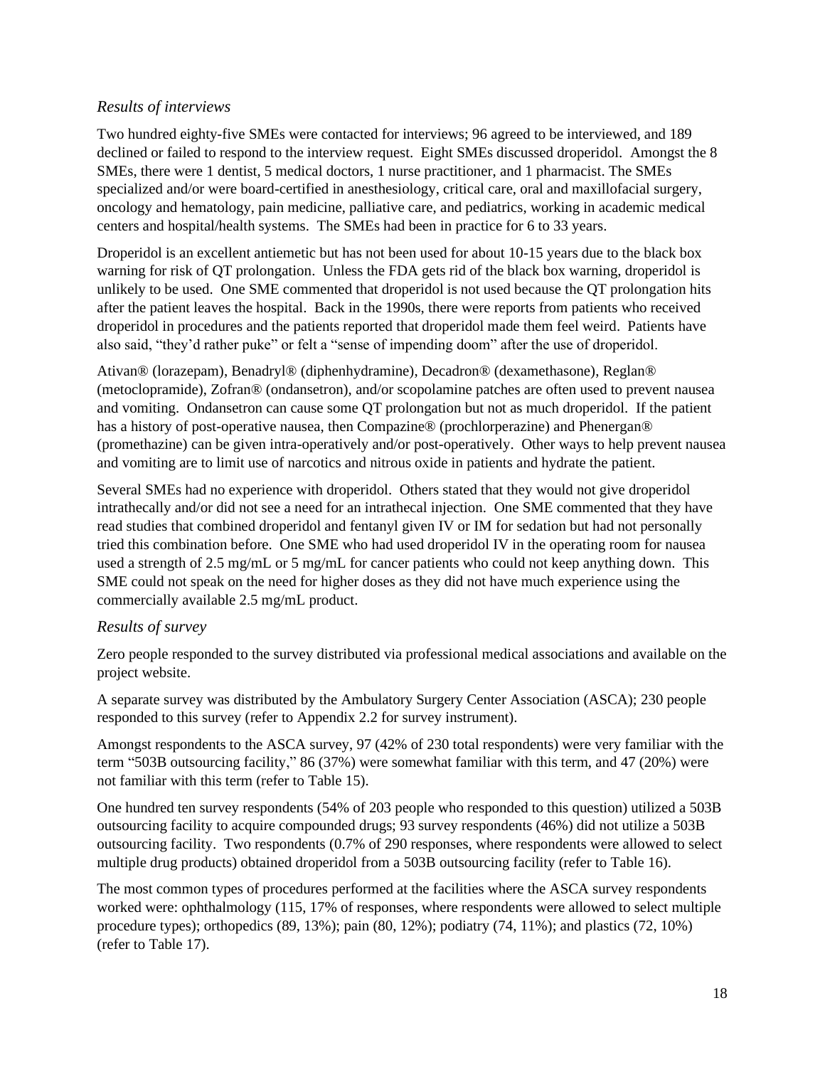### *Results of interviews*

Two hundred eighty-five SMEs were contacted for interviews; 96 agreed to be interviewed, and 189 declined or failed to respond to the interview request. Eight SMEs discussed droperidol. Amongst the 8 SMEs, there were 1 dentist, 5 medical doctors, 1 nurse practitioner, and 1 pharmacist. The SMEs specialized and/or were board-certified in anesthesiology, critical care, oral and maxillofacial surgery, oncology and hematology, pain medicine, palliative care, and pediatrics, working in academic medical centers and hospital/health systems. The SMEs had been in practice for 6 to 33 years.

Droperidol is an excellent antiemetic but has not been used for about 10-15 years due to the black box warning for risk of QT prolongation. Unless the FDA gets rid of the black box warning, droperidol is unlikely to be used. One SME commented that droperidol is not used because the QT prolongation hits after the patient leaves the hospital. Back in the 1990s, there were reports from patients who received droperidol in procedures and the patients reported that droperidol made them feel weird. Patients have also said, "they'd rather puke" or felt a "sense of impending doom" after the use of droperidol.

Ativan® (lorazepam), Benadryl® (diphenhydramine), Decadron® (dexamethasone), Reglan® (metoclopramide), Zofran® (ondansetron), and/or scopolamine patches are often used to prevent nausea and vomiting. Ondansetron can cause some QT prolongation but not as much droperidol. If the patient has a history of post-operative nausea, then Compazine® (prochlorperazine) and Phenergan® (promethazine) can be given intra-operatively and/or post-operatively. Other ways to help prevent nausea and vomiting are to limit use of narcotics and nitrous oxide in patients and hydrate the patient.

Several SMEs had no experience with droperidol. Others stated that they would not give droperidol intrathecally and/or did not see a need for an intrathecal injection. One SME commented that they have read studies that combined droperidol and fentanyl given IV or IM for sedation but had not personally tried this combination before. One SME who had used droperidol IV in the operating room for nausea used a strength of 2.5 mg/mL or 5 mg/mL for cancer patients who could not keep anything down. This SME could not speak on the need for higher doses as they did not have much experience using the commercially available 2.5 mg/mL product.

### *Results of survey*

Zero people responded to the survey distributed via professional medical associations and available on the project website.

A separate survey was distributed by the Ambulatory Surgery Center Association (ASCA); 230 people responded to this survey (refer to Appendix 2.2 for survey instrument).

Amongst respondents to the ASCA survey, 97 (42% of 230 total respondents) were very familiar with the term "503B outsourcing facility," 86 (37%) were somewhat familiar with this term, and 47 (20%) were not familiar with this term (refer to Table 15).

One hundred ten survey respondents (54% of 203 people who responded to this question) utilized a 503B outsourcing facility to acquire compounded drugs; 93 survey respondents (46%) did not utilize a 503B outsourcing facility. Two respondents (0.7% of 290 responses, where respondents were allowed to select multiple drug products) obtained droperidol from a 503B outsourcing facility (refer to Table 16).

The most common types of procedures performed at the facilities where the ASCA survey respondents worked were: ophthalmology (115, 17% of responses, where respondents were allowed to select multiple procedure types); orthopedics (89, 13%); pain (80, 12%); podiatry (74, 11%); and plastics (72, 10%) (refer to Table 17).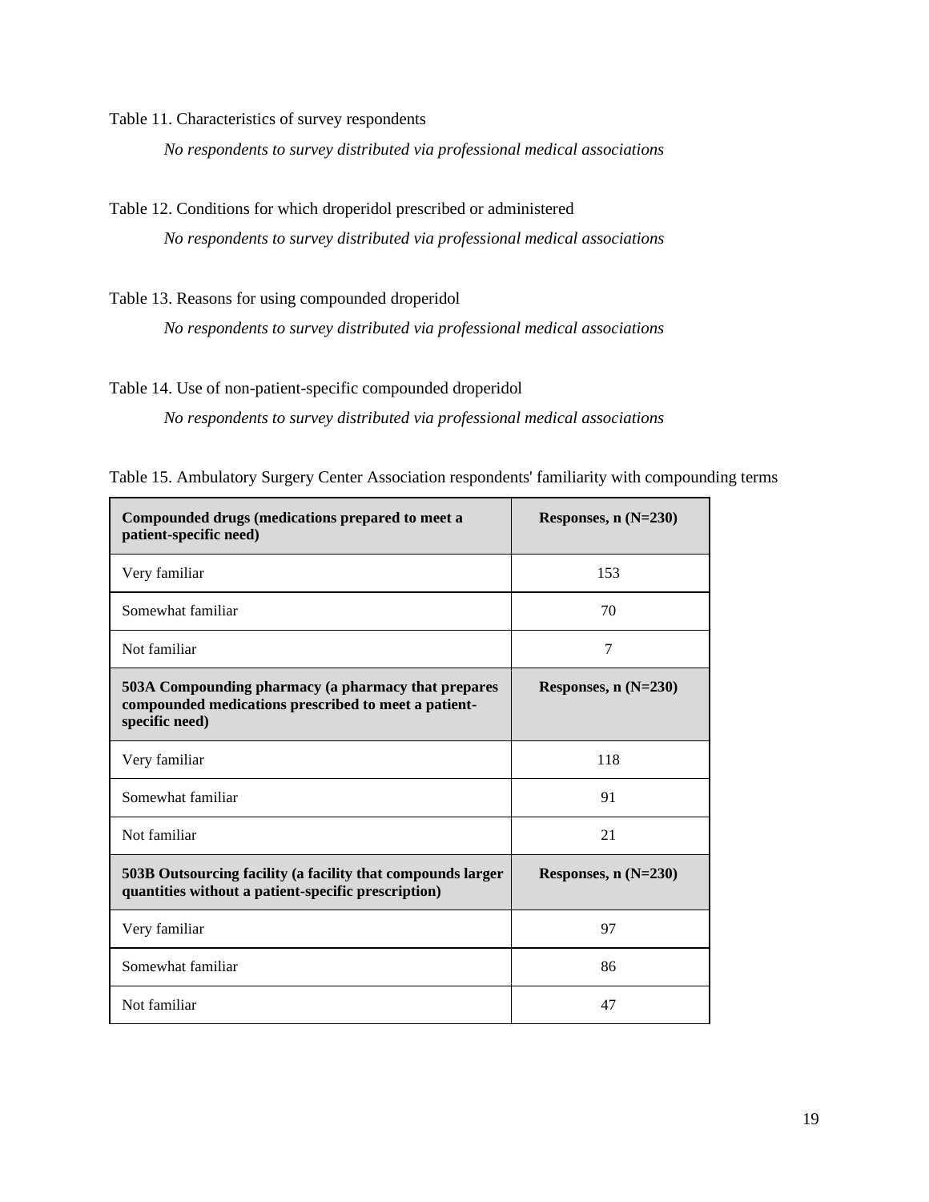Table 11. Characteristics of survey respondents

*No respondents to survey distributed via professional medical associations*

Table 12. Conditions for which droperidol prescribed or administered

*No respondents to survey distributed via professional medical associations*

Table 13. Reasons for using compounded droperidol

*No respondents to survey distributed via professional medical associations*

Table 14. Use of non-patient-specific compounded droperidol

*No respondents to survey distributed via professional medical associations*

Table 15. Ambulatory Surgery Center Association respondents' familiarity with compounding terms

| **Compounded drugs (medications prepared to meet a patient-specific need)** | **Responses, n (N=230)** |
|---|---|
| Very familiar | 153 |
| Somewhat familiar | 70 |
| Not familiar | 7 |
| **503A Compounding pharmacy (a pharmacy that prepares compounded medications prescribed to meet a patient-specific need)** | **Responses, n (N=230)** |
| Very familiar | 118 |
| Somewhat familiar | 91 |
| Not familiar | 21 |
| **503B Outsourcing facility (a facility that compounds larger quantities without a patient-specific prescription)** | **Responses, n (N=230)** |
| Very familiar | 97 |
| Somewhat familiar | 86 |
| Not familiar | 47 |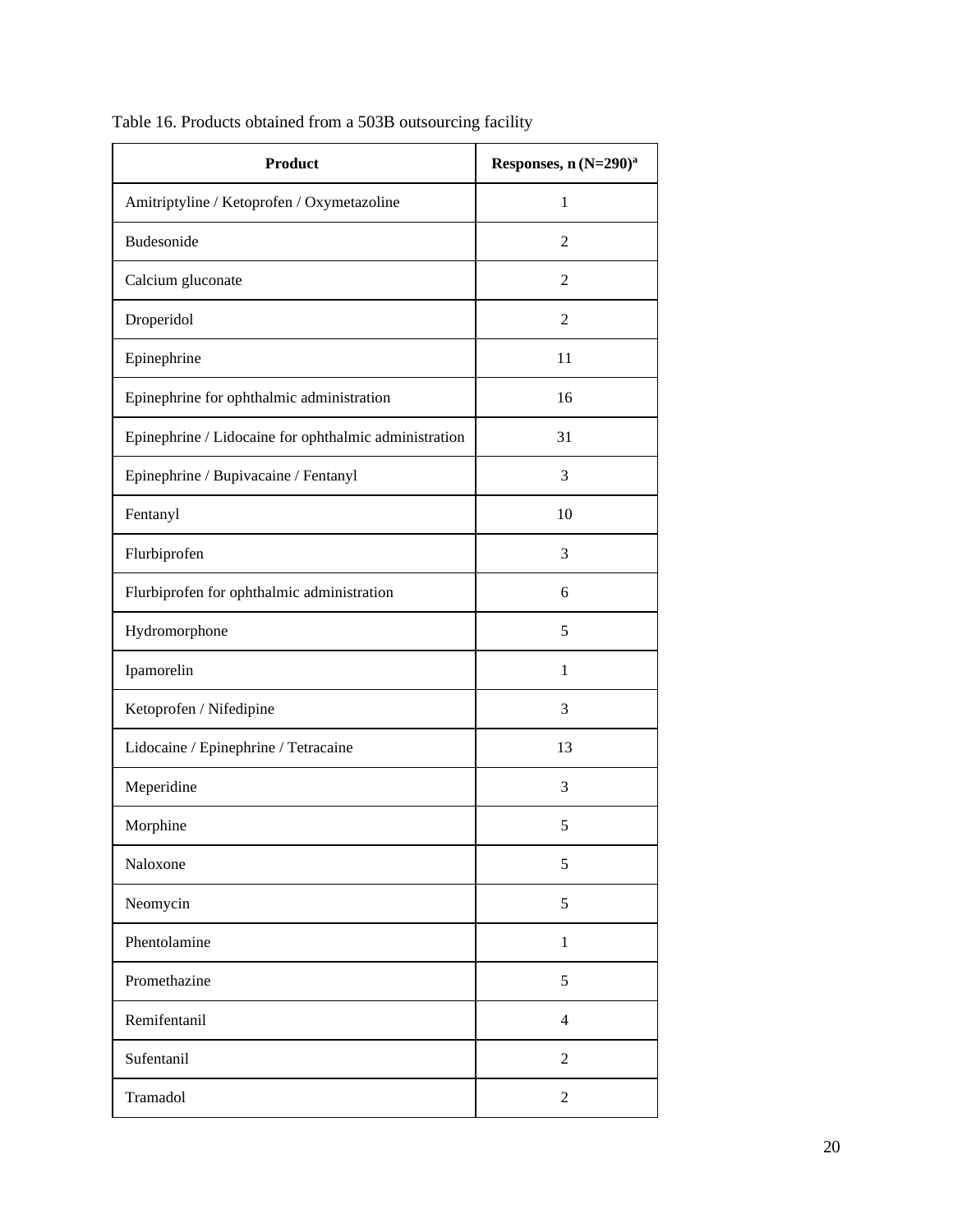Table 16. Products obtained from a 503B outsourcing facility

| Product | Responses, n (N=290)[a] |
|---|---|
| Amitriptyline / Ketoprofen / Oxymetazoline | 1 |
| Budesonide | 2 |
| Calcium gluconate | 2 |
| Droperidol | 2 |
| Epinephrine | 11 |
| Epinephrine for ophthalmic administration | 16 |
| Epinephrine / Lidocaine for ophthalmic administration | 31 |
| Epinephrine / Bupivacaine / Fentanyl | 3 |
| Fentanyl | 10 |
| Flurbiprofen | 3 |
| Flurbiprofen for ophthalmic administration | 6 |
| Hydromorphone | 5 |
| Ipamorelin | 1 |
| Ketoprofen / Nifedipine | 3 |
| Lidocaine / Epinephrine / Tetracaine | 13 |
| Meperidine | 3 |
| Morphine | 5 |
| Naloxone | 5 |
| Neomycin | 5 |
| Phentolamine | 1 |
| Promethazine | 5 |
| Remifentanil | 4 |
| Sufentanil | 2 |
| Tramadol | 2 |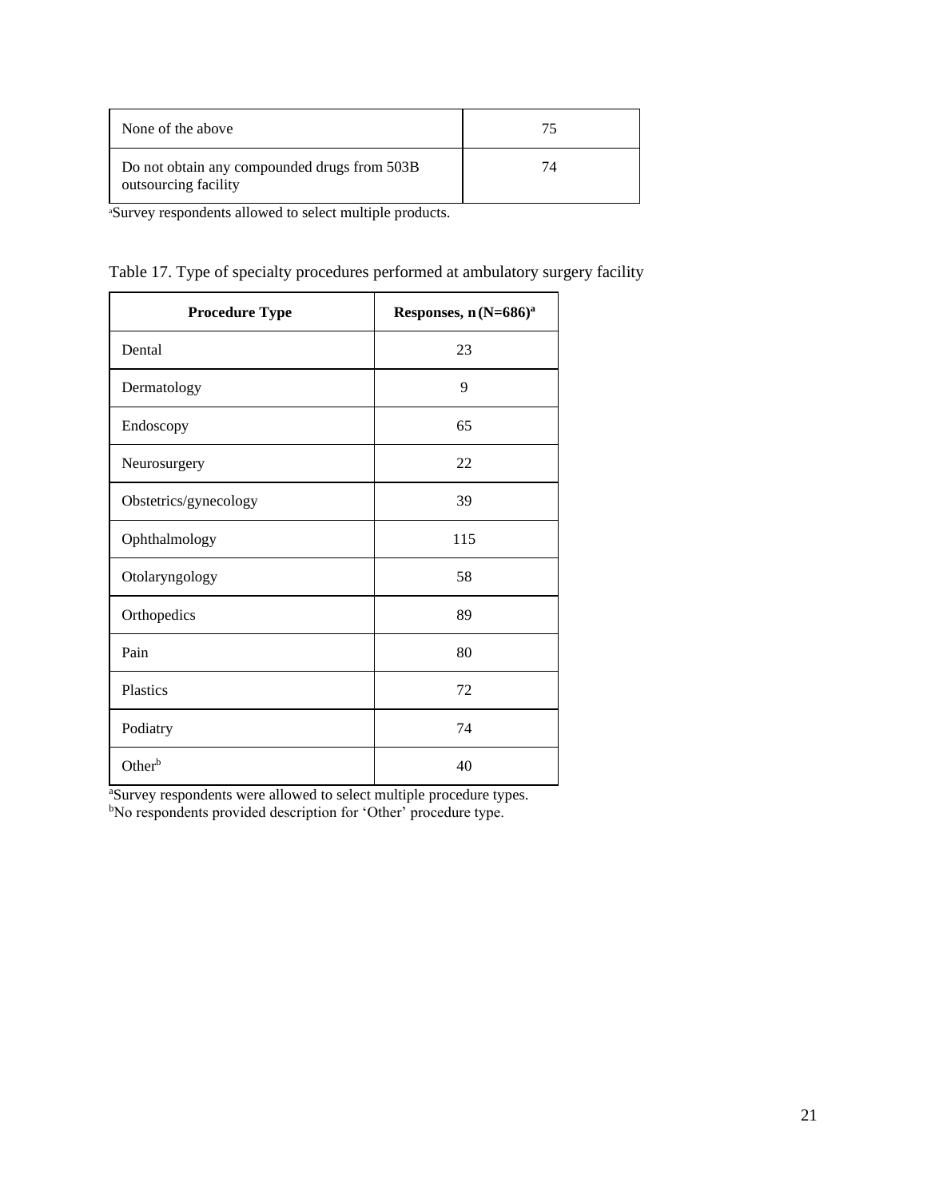| None of the above | 75 |
|---|---|
| Do not obtain any compounded drugs from 503B outsourcing facility | 74 |

[a]Survey respondents allowed to select multiple products.

Table 17. Type of specialty procedures performed at ambulatory surgery facility

| Procedure Type | Responses, n (N=686)[a] |
|---|---|
| Dental | 23 |
| Dermatology | 9 |
| Endoscopy | 65 |
| Neurosurgery | 22 |
| Obstetrics/gynecology | 39 |
| Ophthalmology | 115 |
| Otolaryngology | 58 |
| Orthopedics | 89 |
| Pain | 80 |
| Plastics | 72 |
| Podiatry | 74 |
| Other[b] | 40 |

[a]Survey respondents were allowed to select multiple procedure types.
[b]No respondents provided description for 'Other' procedure type.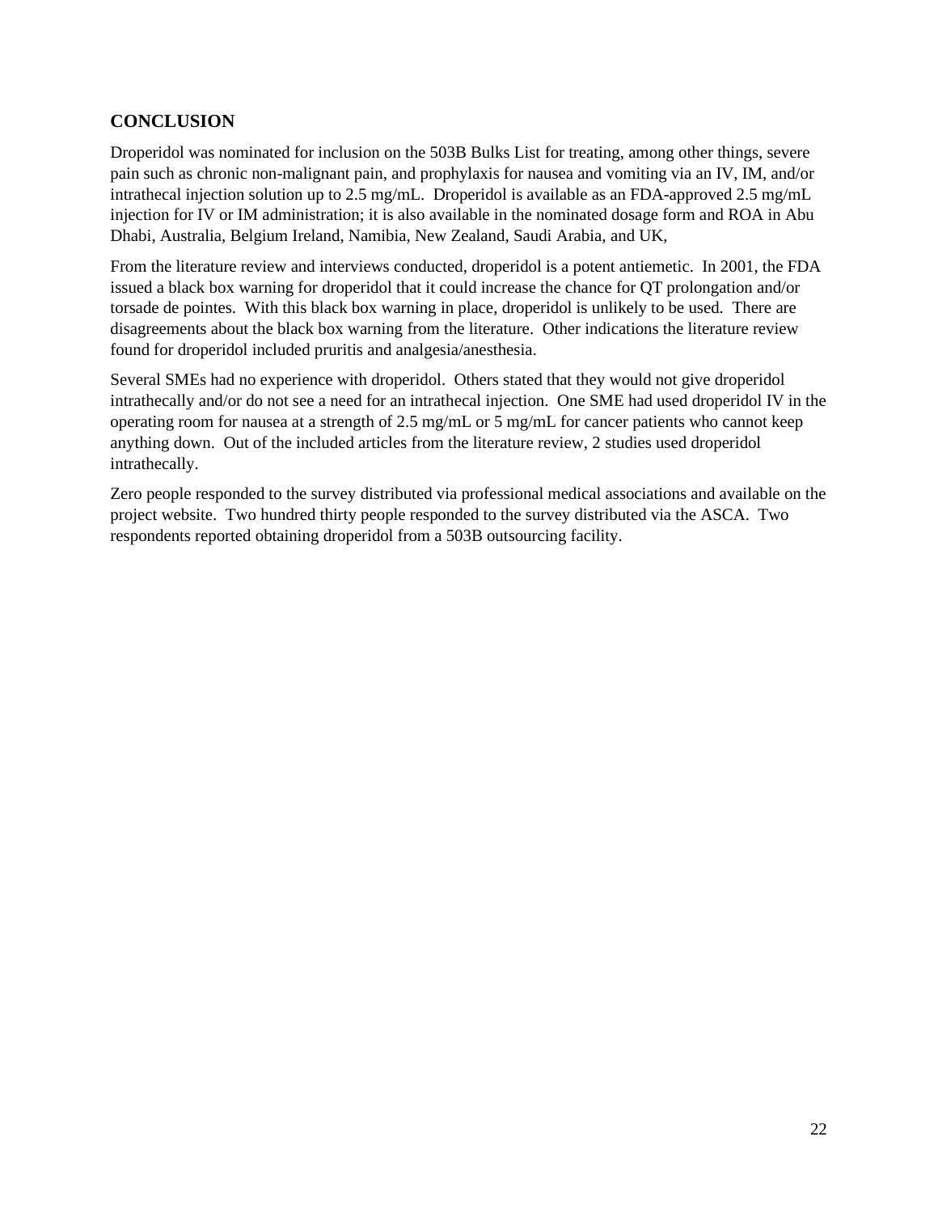## CONCLUSION

Droperidol was nominated for inclusion on the 503B Bulks List for treating, among other things, severe pain such as chronic non-malignant pain, and prophylaxis for nausea and vomiting via an IV, IM, and/or intrathecal injection solution up to 2.5 mg/mL. Droperidol is available as an FDA-approved 2.5 mg/mL injection for IV or IM administration; it is also available in the nominated dosage form and ROA in Abu Dhabi, Australia, Belgium Ireland, Namibia, New Zealand, Saudi Arabia, and UK,

From the literature review and interviews conducted, droperidol is a potent antiemetic. In 2001, the FDA issued a black box warning for droperidol that it could increase the chance for QT prolongation and/or torsade de pointes. With this black box warning in place, droperidol is unlikely to be used. There are disagreements about the black box warning from the literature. Other indications the literature review found for droperidol included pruritis and analgesia/anesthesia.

Several SMEs had no experience with droperidol. Others stated that they would not give droperidol intrathecally and/or do not see a need for an intrathecal injection. One SME had used droperidol IV in the operating room for nausea at a strength of 2.5 mg/mL or 5 mg/mL for cancer patients who cannot keep anything down. Out of the included articles from the literature review, 2 studies used droperidol intrathecally.

Zero people responded to the survey distributed via professional medical associations and available on the project website. Two hundred thirty people responded to the survey distributed via the ASCA. Two respondents reported obtaining droperidol from a 503B outsourcing facility.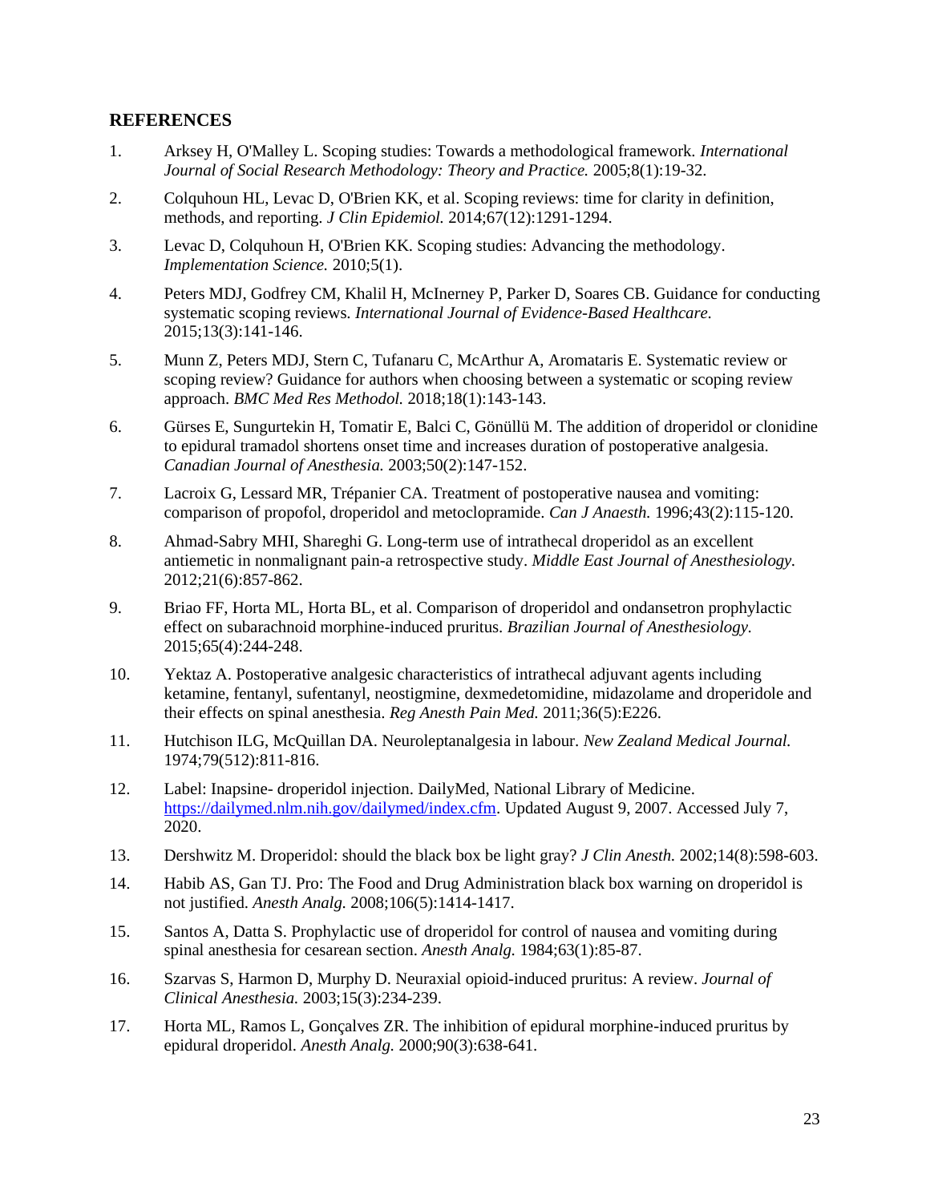## REFERENCES

1. Arksey H, O'Malley L. Scoping studies: Towards a methodological framework. *International Journal of Social Research Methodology: Theory and Practice.* 2005;8(1):19-32.
2. Colquhoun HL, Levac D, O'Brien KK, et al. Scoping reviews: time for clarity in definition, methods, and reporting. *J Clin Epidemiol.* 2014;67(12):1291-1294.
3. Levac D, Colquhoun H, O'Brien KK. Scoping studies: Advancing the methodology. *Implementation Science.* 2010;5(1).
4. Peters MDJ, Godfrey CM, Khalil H, McInerney P, Parker D, Soares CB. Guidance for conducting systematic scoping reviews. *International Journal of Evidence-Based Healthcare.* 2015;13(3):141-146.
5. Munn Z, Peters MDJ, Stern C, Tufanaru C, McArthur A, Aromataris E. Systematic review or scoping review? Guidance for authors when choosing between a systematic or scoping review approach. *BMC Med Res Methodol.* 2018;18(1):143-143.
6. Gürses E, Sungurtekin H, Tomatir E, Balci C, Gönüllü M. The addition of droperidol or clonidine to epidural tramadol shortens onset time and increases duration of postoperative analgesia. *Canadian Journal of Anesthesia.* 2003;50(2):147-152.
7. Lacroix G, Lessard MR, Trépanier CA. Treatment of postoperative nausea and vomiting: comparison of propofol, droperidol and metoclopramide. *Can J Anaesth.* 1996;43(2):115-120.
8. Ahmad-Sabry MHI, Shareghi G. Long-term use of intrathecal droperidol as an excellent antiemetic in nonmalignant pain-a retrospective study. *Middle East Journal of Anesthesiology.* 2012;21(6):857-862.
9. Briao FF, Horta ML, Horta BL, et al. Comparison of droperidol and ondansetron prophylactic effect on subarachnoid morphine-induced pruritus. *Brazilian Journal of Anesthesiology.* 2015;65(4):244-248.
10. Yektaz A. Postoperative analgesic characteristics of intrathecal adjuvant agents including ketamine, fentanyl, sufentanyl, neostigmine, dexmedetomidine, midazolame and droperidole and their effects on spinal anesthesia. *Reg Anesth Pain Med.* 2011;36(5):E226.
11. Hutchison ILG, McQuillan DA. Neuroleptanalgesia in labour. *New Zealand Medical Journal.* 1974;79(512):811-816.
12. Label: Inapsine- droperidol injection. DailyMed, National Library of Medicine. https://dailymed.nlm.nih.gov/dailymed/index.cfm. Updated August 9, 2007. Accessed July 7, 2020.
13. Dershwitz M. Droperidol: should the black box be light gray? *J Clin Anesth.* 2002;14(8):598-603.
14. Habib AS, Gan TJ. Pro: The Food and Drug Administration black box warning on droperidol is not justified. *Anesth Analg.* 2008;106(5):1414-1417.
15. Santos A, Datta S. Prophylactic use of droperidol for control of nausea and vomiting during spinal anesthesia for cesarean section. *Anesth Analg.* 1984;63(1):85-87.
16. Szarvas S, Harmon D, Murphy D. Neuraxial opioid-induced pruritus: A review. *Journal of Clinical Anesthesia.* 2003;15(3):234-239.
17. Horta ML, Ramos L, Gonçalves ZR. The inhibition of epidural morphine-induced pruritus by epidural droperidol. *Anesth Analg.* 2000;90(3):638-641.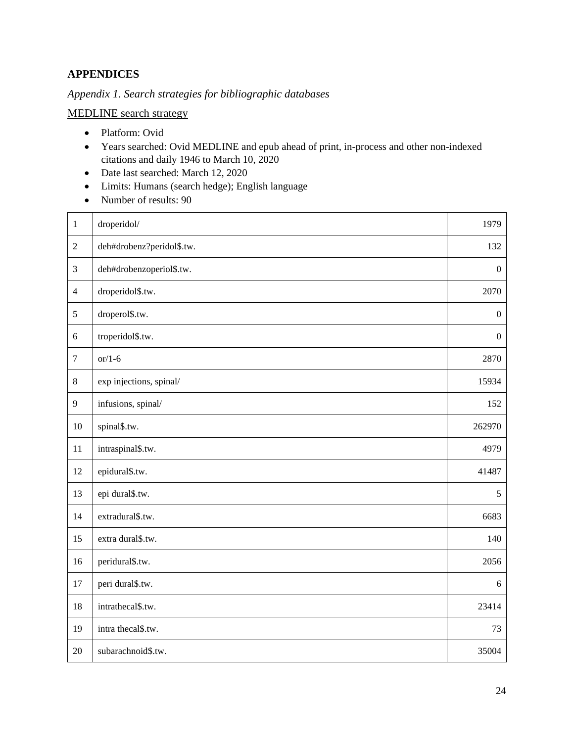## APPENDICES

*Appendix 1. Search strategies for bibliographic databases*

<u>MEDLINE search strategy</u>

- Platform: Ovid
- Years searched: Ovid MEDLINE and epub ahead of print, in-process and other non-indexed citations and daily 1946 to March 10, 2020
- Date last searched: March 12, 2020
- Limits: Humans (search hedge); English language
- Number of results: 90

| | | |
|---|---|---|
| 1 | droperidol/ | 1979 |
| 2 | deh#drobenz?peridol$.tw. | 132 |
| 3 | deh#drobenzoperiol$.tw. | 0 |
| 4 | droperidol$.tw. | 2070 |
| 5 | droperol$.tw. | 0 |
| 6 | troperidol$.tw. | 0 |
| 7 | or/1-6 | 2870 |
| 8 | exp injections, spinal/ | 15934 |
| 9 | infusions, spinal/ | 152 |
| 10 | spinal$.tw. | 262970 |
| 11 | intraspinal$.tw. | 4979 |
| 12 | epidural$.tw. | 41487 |
| 13 | epi dural$.tw. | 5 |
| 14 | extradural$.tw. | 6683 |
| 15 | extra dural$.tw. | 140 |
| 16 | peridural$.tw. | 2056 |
| 17 | peri dural$.tw. | 6 |
| 18 | intrathecal$.tw. | 23414 |
| 19 | intra thecal$.tw. | 73 |
| 20 | subarachnoid$.tw. | 35004 |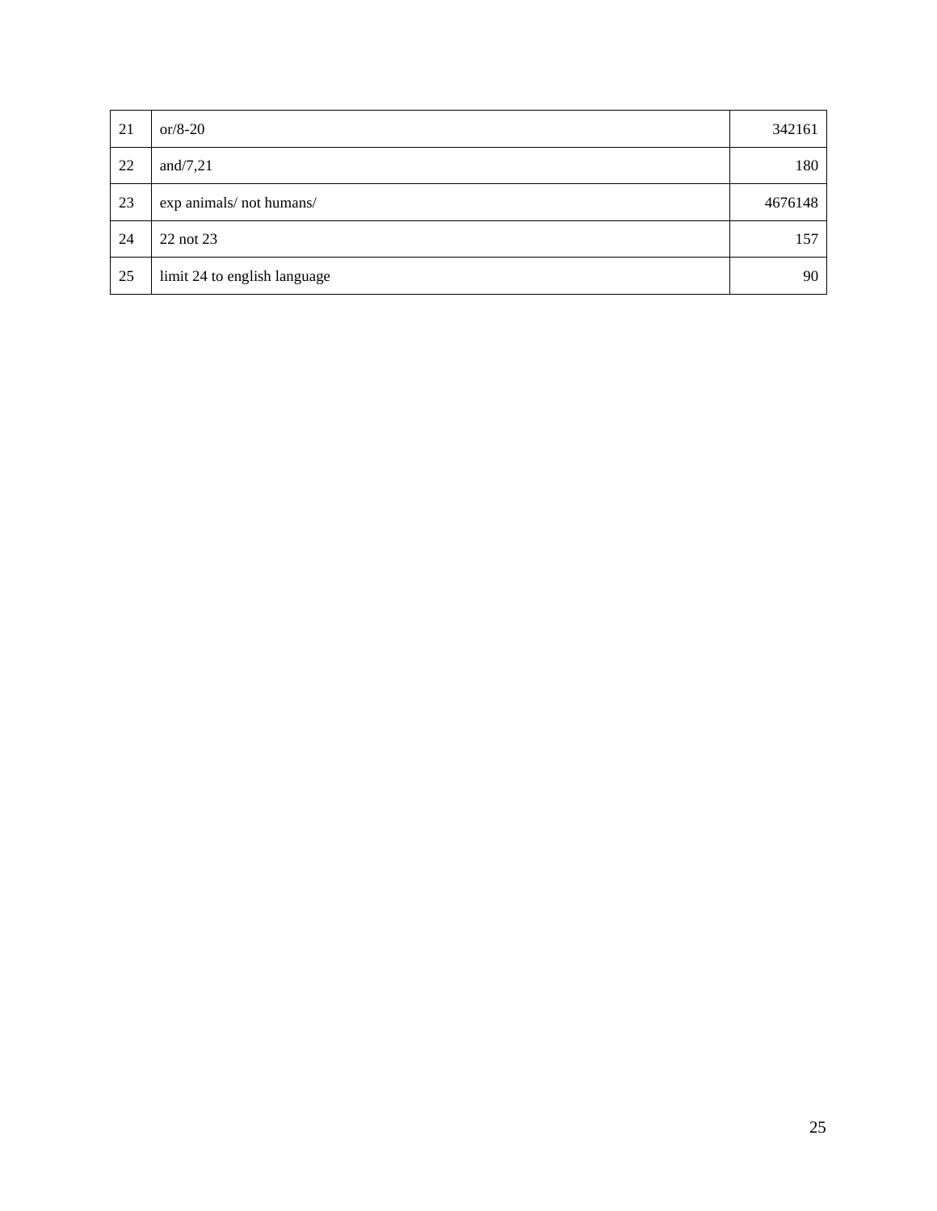| 21 | or/8-20 | 342161 |
|---|---|---|
| 22 | and/7,21 | 180 |
| 23 | exp animals/ not humans/ | 4676148 |
| 24 | 22 not 23 | 157 |
| 25 | limit 24 to english language | 90 |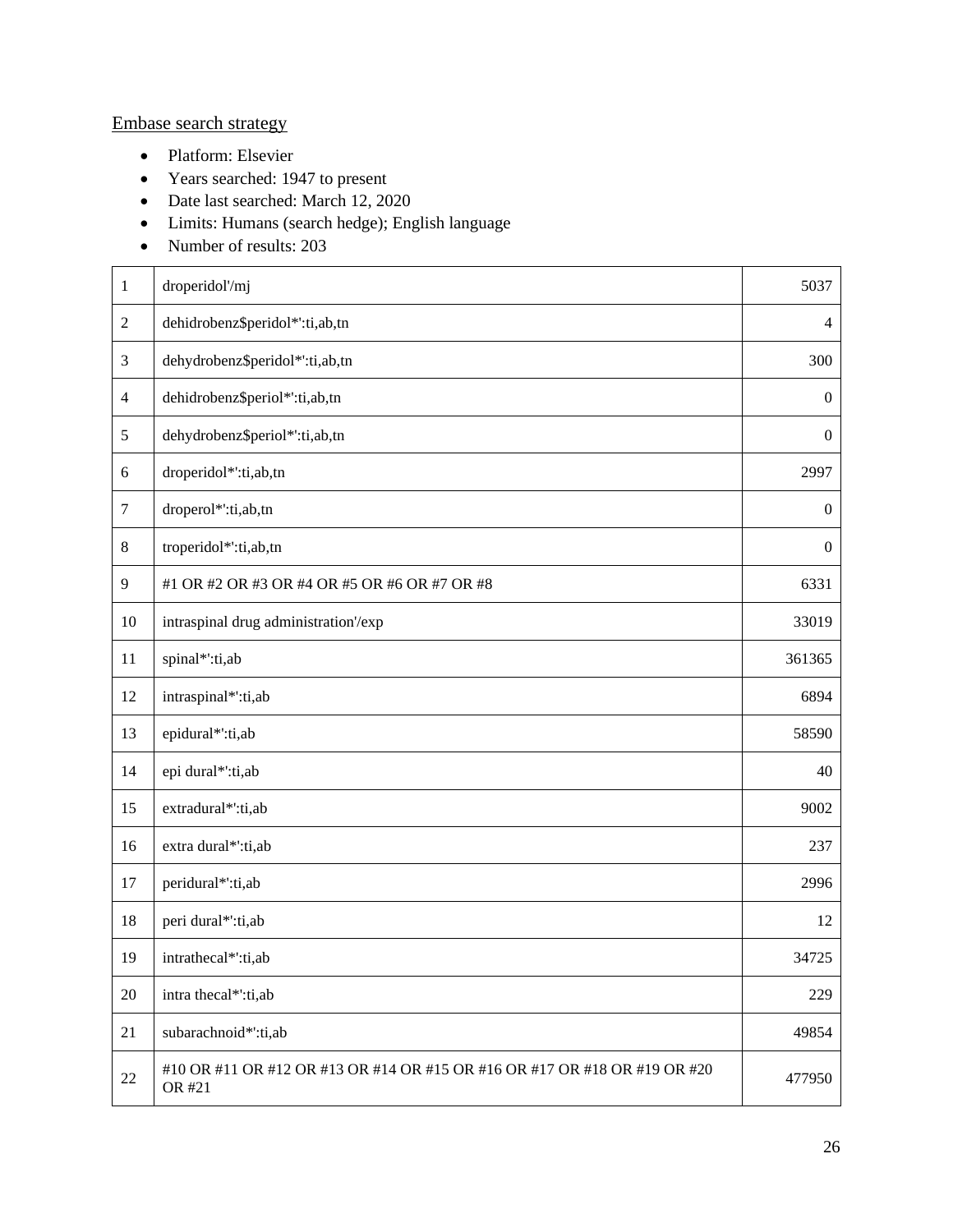## Embase search strategy

- Platform: Elsevier
- Years searched: 1947 to present
- Date last searched: March 12, 2020
- Limits: Humans (search hedge); English language
- Number of results: 203

| | | |
|---|---|---|
| 1 | droperidol'/mj | 5037 |
| 2 | dehidrobenz$peridol*':ti,ab,tn | 4 |
| 3 | dehydrobenz$peridol*':ti,ab,tn | 300 |
| 4 | dehidrobenz$periol*':ti,ab,tn | 0 |
| 5 | dehydrobenz$periol*':ti,ab,tn | 0 |
| 6 | droperidol*':ti,ab,tn | 2997 |
| 7 | droperol*':ti,ab,tn | 0 |
| 8 | troperidol*':ti,ab,tn | 0 |
| 9 | #1 OR #2 OR #3 OR #4 OR #5 OR #6 OR #7 OR #8 | 6331 |
| 10 | intraspinal drug administration'/exp | 33019 |
| 11 | spinal*':ti,ab | 361365 |
| 12 | intraspinal*':ti,ab | 6894 |
| 13 | epidural*':ti,ab | 58590 |
| 14 | epi dural*':ti,ab | 40 |
| 15 | extradural*':ti,ab | 9002 |
| 16 | extra dural*':ti,ab | 237 |
| 17 | peridural*':ti,ab | 2996 |
| 18 | peri dural*':ti,ab | 12 |
| 19 | intrathecal*':ti,ab | 34725 |
| 20 | intra thecal*':ti,ab | 229 |
| 21 | subarachnoid*':ti,ab | 49854 |
| 22 | #10 OR #11 OR #12 OR #13 OR #14 OR #15 OR #16 OR #17 OR #18 OR #19 OR #20 OR #21 | 477950 |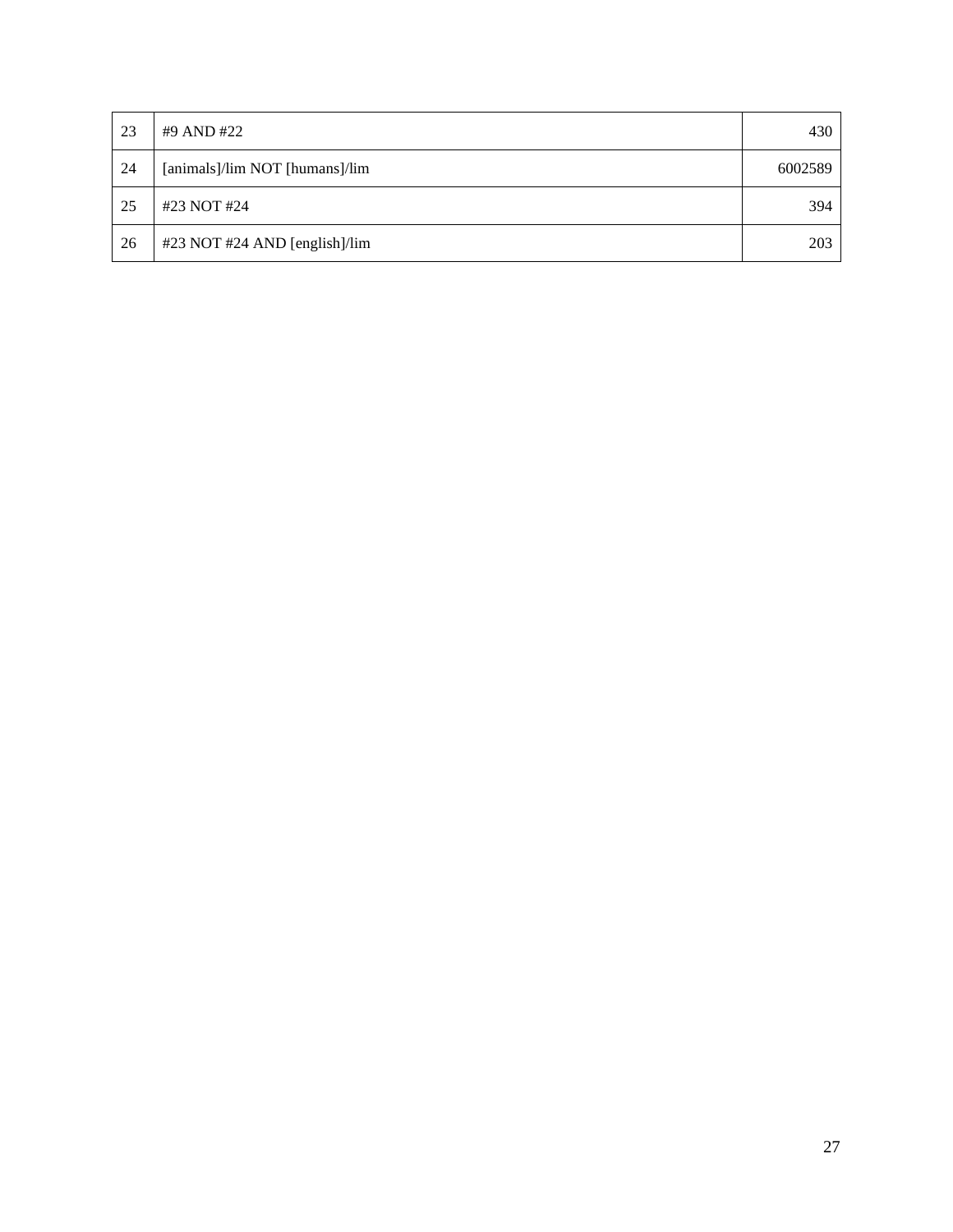| 23 | #9 AND #22 | 430 |
|---|---|---|
| 24 | [animals]/lim NOT [humans]/lim | 6002589 |
| 25 | #23 NOT #24 | 394 |
| 26 | #23 NOT #24 AND [english]/lim | 203 |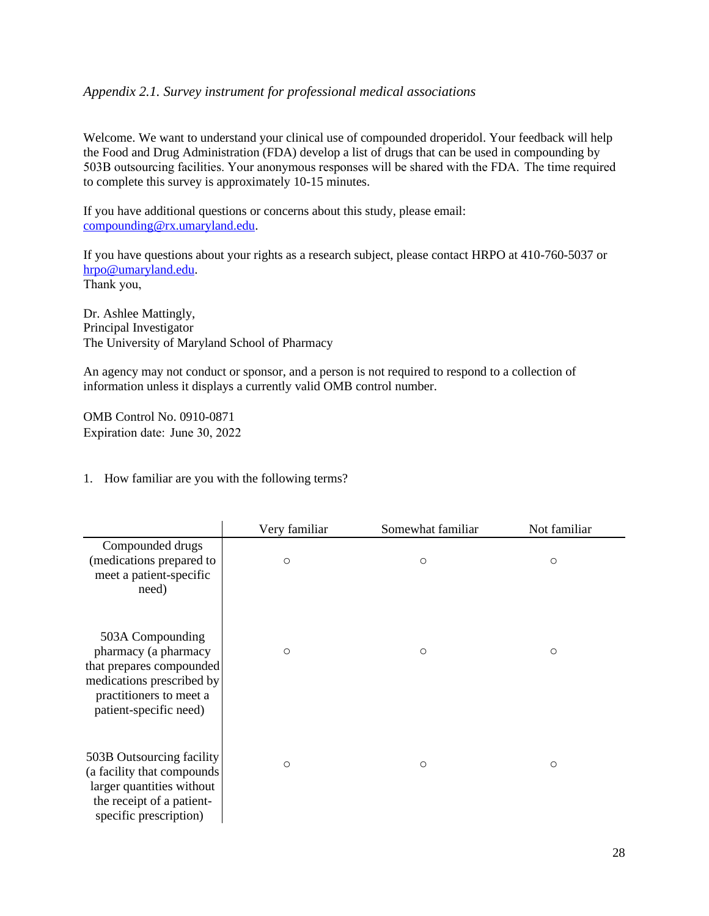*Appendix 2.1. Survey instrument for professional medical associations*

Welcome. We want to understand your clinical use of compounded droperidol. Your feedback will help the Food and Drug Administration (FDA) develop a list of drugs that can be used in compounding by 503B outsourcing facilities. Your anonymous responses will be shared with the FDA. The time required to complete this survey is approximately 10-15 minutes.

If you have additional questions or concerns about this study, please email: compounding@rx.umaryland.edu.

If you have questions about your rights as a research subject, please contact HRPO at 410-760-5037 or hrpo@umaryland.edu.
Thank you,

Dr. Ashlee Mattingly,
Principal Investigator
The University of Maryland School of Pharmacy

An agency may not conduct or sponsor, and a person is not required to respond to a collection of information unless it displays a currently valid OMB control number.

OMB Control No. 0910-0871
Expiration date: June 30, 2022

1. How familiar are you with the following terms?

| | Very familiar | Somewhat familiar | Not familiar |
|---|---|---|---|
| Compounded drugs (medications prepared to meet a patient-specific need) | ○ | ○ | ○ |
| 503A Compounding pharmacy (a pharmacy that prepares compounded medications prescribed by practitioners to meet a patient-specific need) | ○ | ○ | ○ |
| 503B Outsourcing facility (a facility that compounds larger quantities without the receipt of a patient-specific prescription) | ○ | ○ | ○ |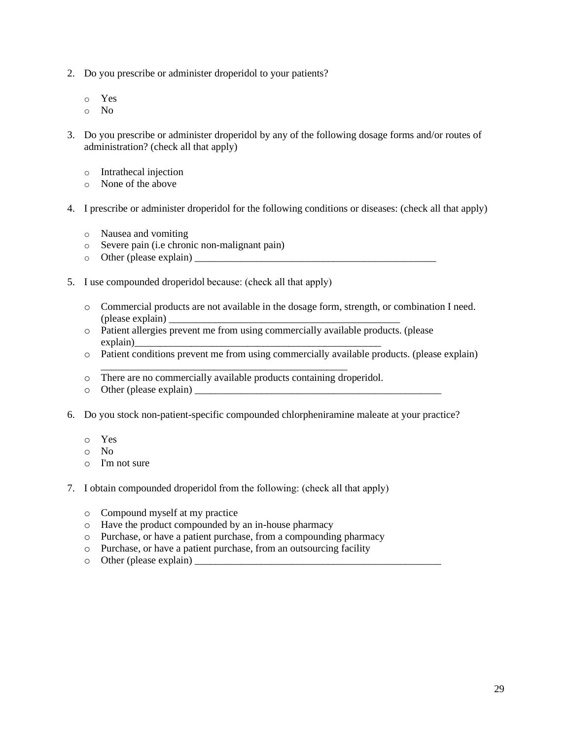2. Do you prescribe or administer droperidol to your patients?

   - Yes
   - No

3. Do you prescribe or administer droperidol by any of the following dosage forms and/or routes of administration? (check all that apply)

   - Intrathecal injection
   - None of the above

4. I prescribe or administer droperidol for the following conditions or diseases: (check all that apply)

   - Nausea and vomiting
   - Severe pain (i.e chronic non-malignant pain)
   - Other (please explain) ________________________________________________

5. I use compounded droperidol because: (check all that apply)

   - Commercial products are not available in the dosage form, strength, or combination I need. (please explain) ______________________________________________
   - Patient allergies prevent me from using commercially available products. (please explain)_________________________________________________
   - Patient conditions prevent me from using commercially available products. (please explain) ________________________________________________
   - There are no commercially available products containing droperidol.
   - Other (please explain) _________________________________________________

6. Do you stock non-patient-specific compounded chlorpheniramine maleate at your practice?

   - Yes
   - No
   - I'm not sure

7. I obtain compounded droperidol from the following: (check all that apply)

   - Compound myself at my practice
   - Have the product compounded by an in-house pharmacy
   - Purchase, or have a patient purchase, from a compounding pharmacy
   - Purchase, or have a patient purchase, from an outsourcing facility
   - Other (please explain) _________________________________________________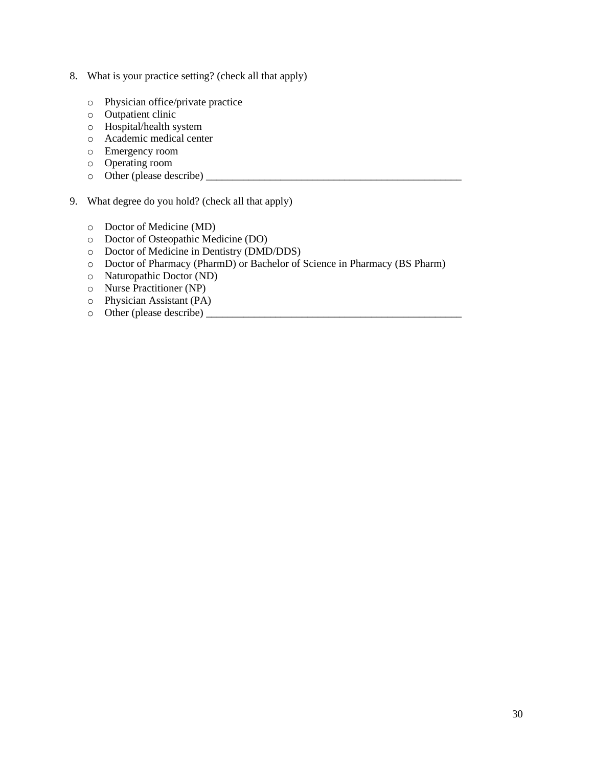8. What is your practice setting? (check all that apply)

   - Physician office/private practice
   - Outpatient clinic
   - Hospital/health system
   - Academic medical center
   - Emergency room
   - Operating room
   - Other (please describe) ___________________________________________________

9. What degree do you hold? (check all that apply)

   - Doctor of Medicine (MD)
   - Doctor of Osteopathic Medicine (DO)
   - Doctor of Medicine in Dentistry (DMD/DDS)
   - Doctor of Pharmacy (PharmD) or Bachelor of Science in Pharmacy (BS Pharm)
   - Naturopathic Doctor (ND)
   - Nurse Practitioner (NP)
   - Physician Assistant (PA)
   - Other (please describe) ___________________________________________________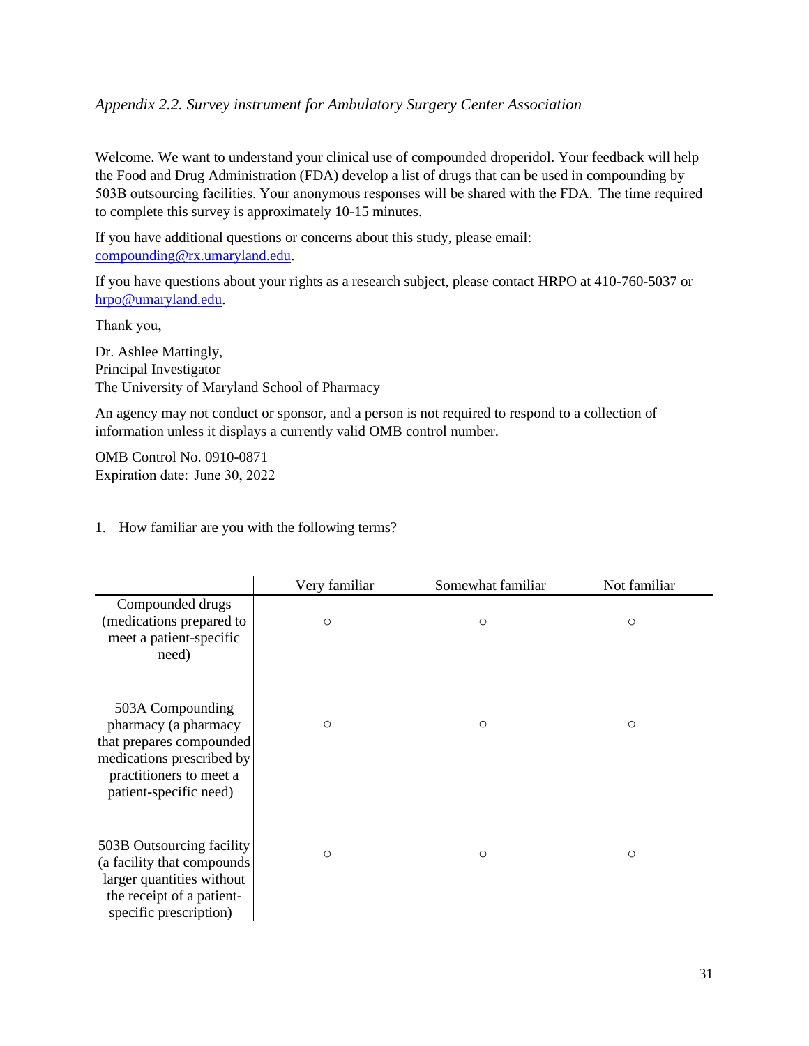*Appendix 2.2. Survey instrument for Ambulatory Surgery Center Association*

Welcome. We want to understand your clinical use of compounded droperidol. Your feedback will help the Food and Drug Administration (FDA) develop a list of drugs that can be used in compounding by 503B outsourcing facilities. Your anonymous responses will be shared with the FDA. The time required to complete this survey is approximately 10-15 minutes.

If you have additional questions or concerns about this study, please email: compounding@rx.umaryland.edu.

If you have questions about your rights as a research subject, please contact HRPO at 410-760-5037 or hrpo@umaryland.edu.

Thank you,

Dr. Ashlee Mattingly,
Principal Investigator
The University of Maryland School of Pharmacy

An agency may not conduct or sponsor, and a person is not required to respond to a collection of information unless it displays a currently valid OMB control number.

OMB Control No. 0910-0871
Expiration date: June 30, 2022

1. How familiar are you with the following terms?

| | Very familiar | Somewhat familiar | Not familiar |
|---|---|---|---|
| Compounded drugs (medications prepared to meet a patient-specific need) | ○ | ○ | ○ |
| 503A Compounding pharmacy (a pharmacy that prepares compounded medications prescribed by practitioners to meet a patient-specific need) | ○ | ○ | ○ |
| 503B Outsourcing facility (a facility that compounds larger quantities without the receipt of a patient-specific prescription) | ○ | ○ | ○ |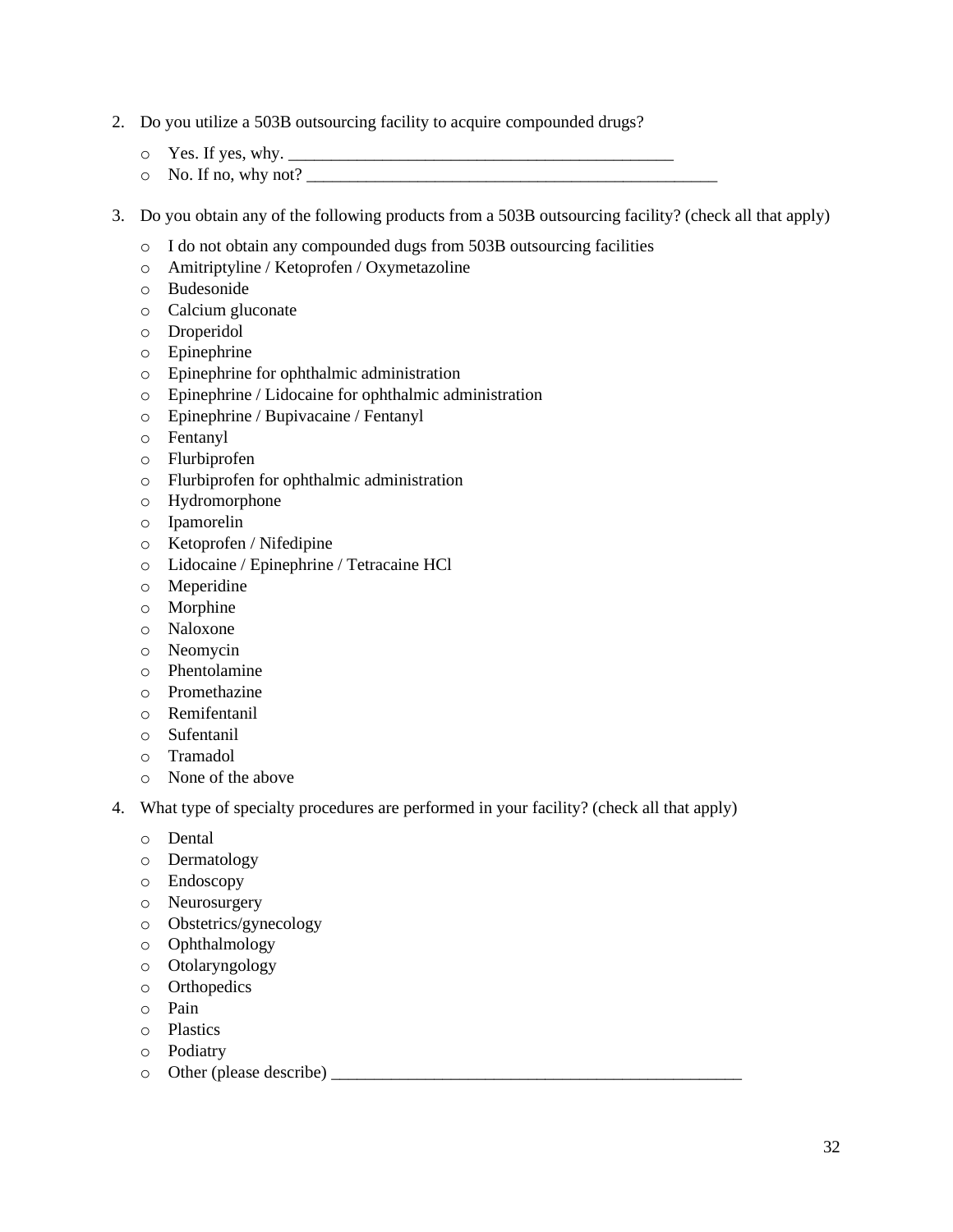2. Do you utilize a 503B outsourcing facility to acquire compounded drugs?
   - Yes. If yes, why. _______________________________________________
   - No. If no, why not? ___________________________________________________

3. Do you obtain any of the following products from a 503B outsourcing facility? (check all that apply)
   - I do not obtain any compounded dugs from 503B outsourcing facilities
   - Amitriptyline / Ketoprofen / Oxymetazoline
   - Budesonide
   - Calcium gluconate
   - Droperidol
   - Epinephrine
   - Epinephrine for ophthalmic administration
   - Epinephrine / Lidocaine for ophthalmic administration
   - Epinephrine / Bupivacaine / Fentanyl
   - Fentanyl
   - Flurbiprofen
   - Flurbiprofen for ophthalmic administration
   - Hydromorphone
   - Ipamorelin
   - Ketoprofen / Nifedipine
   - Lidocaine / Epinephrine / Tetracaine HCl
   - Meperidine
   - Morphine
   - Naloxone
   - Neomycin
   - Phentolamine
   - Promethazine
   - Remifentanil
   - Sufentanil
   - Tramadol
   - None of the above

4. What type of specialty procedures are performed in your facility? (check all that apply)
   - Dental
   - Dermatology
   - Endoscopy
   - Neurosurgery
   - Obstetrics/gynecology
   - Ophthalmology
   - Otolaryngology
   - Orthopedics
   - Pain
   - Plastics
   - Podiatry
   - Other (please describe) ___________________________________________________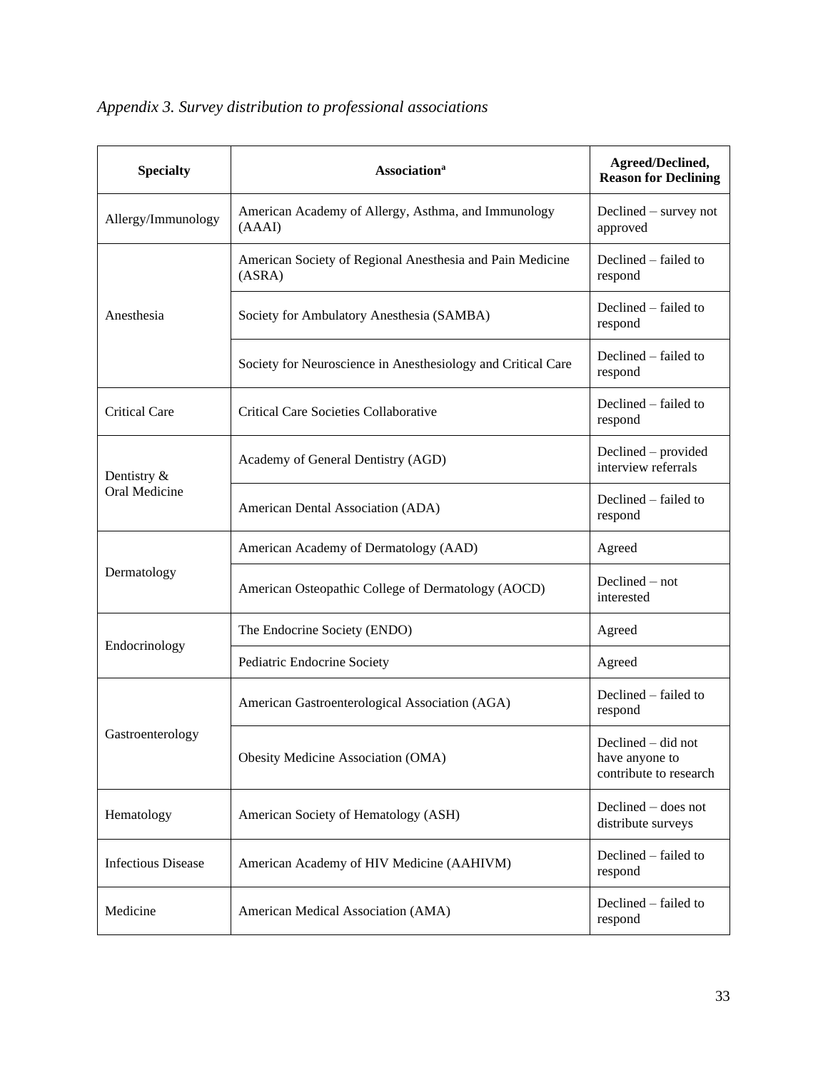*Appendix 3. Survey distribution to professional associations*

| Specialty | Association[a] | Agreed/Declined, Reason for Declining |
| --- | --- | --- |
| Allergy/Immunology | American Academy of Allergy, Asthma, and Immunology (AAAI) | Declined – survey not approved |
| Anesthesia | American Society of Regional Anesthesia and Pain Medicine (ASRA) | Declined – failed to respond |
| | Society for Ambulatory Anesthesia (SAMBA) | Declined – failed to respond |
| | Society for Neuroscience in Anesthesiology and Critical Care | Declined – failed to respond |
| Critical Care | Critical Care Societies Collaborative | Declined – failed to respond |
| Dentistry & Oral Medicine | Academy of General Dentistry (AGD) | Declined – provided interview referrals |
| | American Dental Association (ADA) | Declined – failed to respond |
| Dermatology | American Academy of Dermatology (AAD) | Agreed |
| | American Osteopathic College of Dermatology (AOCD) | Declined – not interested |
| Endocrinology | The Endocrine Society (ENDO) | Agreed |
| | Pediatric Endocrine Society | Agreed |
| Gastroenterology | American Gastroenterological Association (AGA) | Declined – failed to respond |
| | Obesity Medicine Association (OMA) | Declined – did not have anyone to contribute to research |
| Hematology | American Society of Hematology (ASH) | Declined – does not distribute surveys |
| Infectious Disease | American Academy of HIV Medicine (AAHIVM) | Declined – failed to respond |
| Medicine | American Medical Association (AMA) | Declined – failed to respond |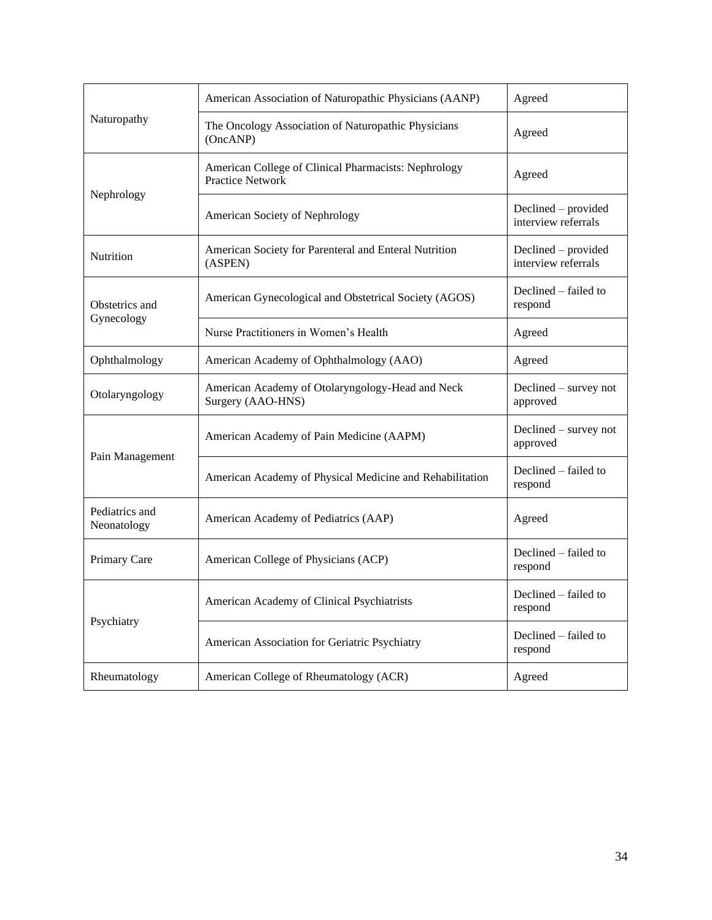| | | |
|---|---|---|
| Naturopathy | American Association of Naturopathic Physicians (AANP) | Agreed |
| | The Oncology Association of Naturopathic Physicians (OncANP) | Agreed |
| Nephrology | American College of Clinical Pharmacists: Nephrology Practice Network | Agreed |
| | American Society of Nephrology | Declined – provided interview referrals |
| Nutrition | American Society for Parenteral and Enteral Nutrition (ASPEN) | Declined – provided interview referrals |
| Obstetrics and Gynecology | American Gynecological and Obstetrical Society (AGOS) | Declined – failed to respond |
| | Nurse Practitioners in Women's Health | Agreed |
| Ophthalmology | American Academy of Ophthalmology (AAO) | Agreed |
| Otolaryngology | American Academy of Otolaryngology-Head and Neck Surgery (AAO-HNS) | Declined – survey not approved |
| Pain Management | American Academy of Pain Medicine (AAPM) | Declined – survey not approved |
| | American Academy of Physical Medicine and Rehabilitation | Declined – failed to respond |
| Pediatrics and Neonatology | American Academy of Pediatrics (AAP) | Agreed |
| Primary Care | American College of Physicians (ACP) | Declined – failed to respond |
| Psychiatry | American Academy of Clinical Psychiatrists | Declined – failed to respond |
| | American Association for Geriatric Psychiatry | Declined – failed to respond |
| Rheumatology | American College of Rheumatology (ACR) | Agreed |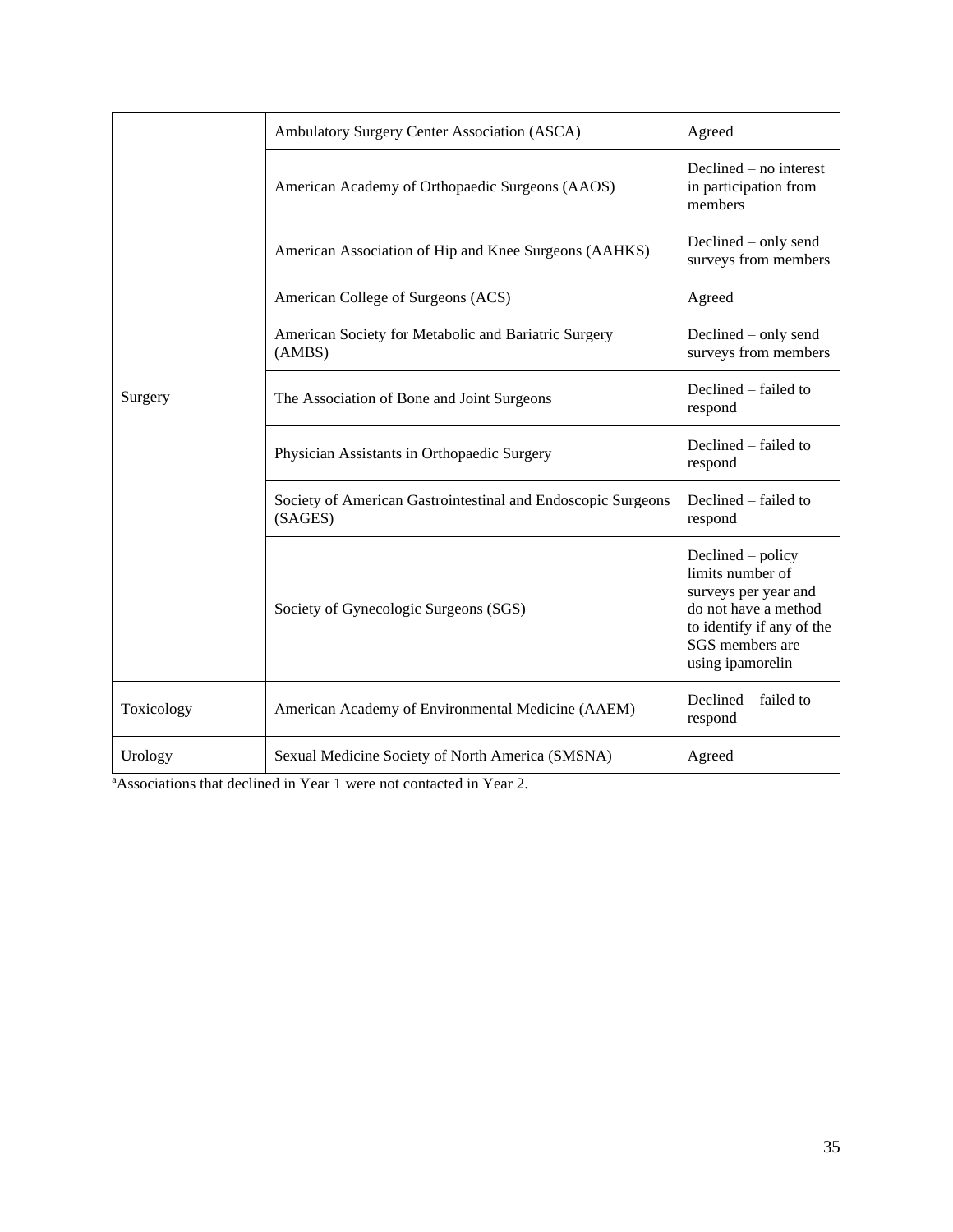| | | |
|---|---|---|
| Surgery | Ambulatory Surgery Center Association (ASCA) | Agreed |
| | American Academy of Orthopaedic Surgeons (AAOS) | Declined – no interest in participation from members |
| | American Association of Hip and Knee Surgeons (AAHKS) | Declined – only send surveys from members |
| | American College of Surgeons (ACS) | Agreed |
| | American Society for Metabolic and Bariatric Surgery (AMBS) | Declined – only send surveys from members |
| | The Association of Bone and Joint Surgeons | Declined – failed to respond |
| | Physician Assistants in Orthopaedic Surgery | Declined – failed to respond |
| | Society of American Gastrointestinal and Endoscopic Surgeons (SAGES) | Declined – failed to respond |
| | Society of Gynecologic Surgeons (SGS) | Declined – policy limits number of surveys per year and do not have a method to identify if any of the SGS members are using ipamorelin |
| Toxicology | American Academy of Environmental Medicine (AAEM) | Declined – failed to respond |
| Urology | Sexual Medicine Society of North America (SMSNA) | Agreed |

[a]Associations that declined in Year 1 were not contacted in Year 2.